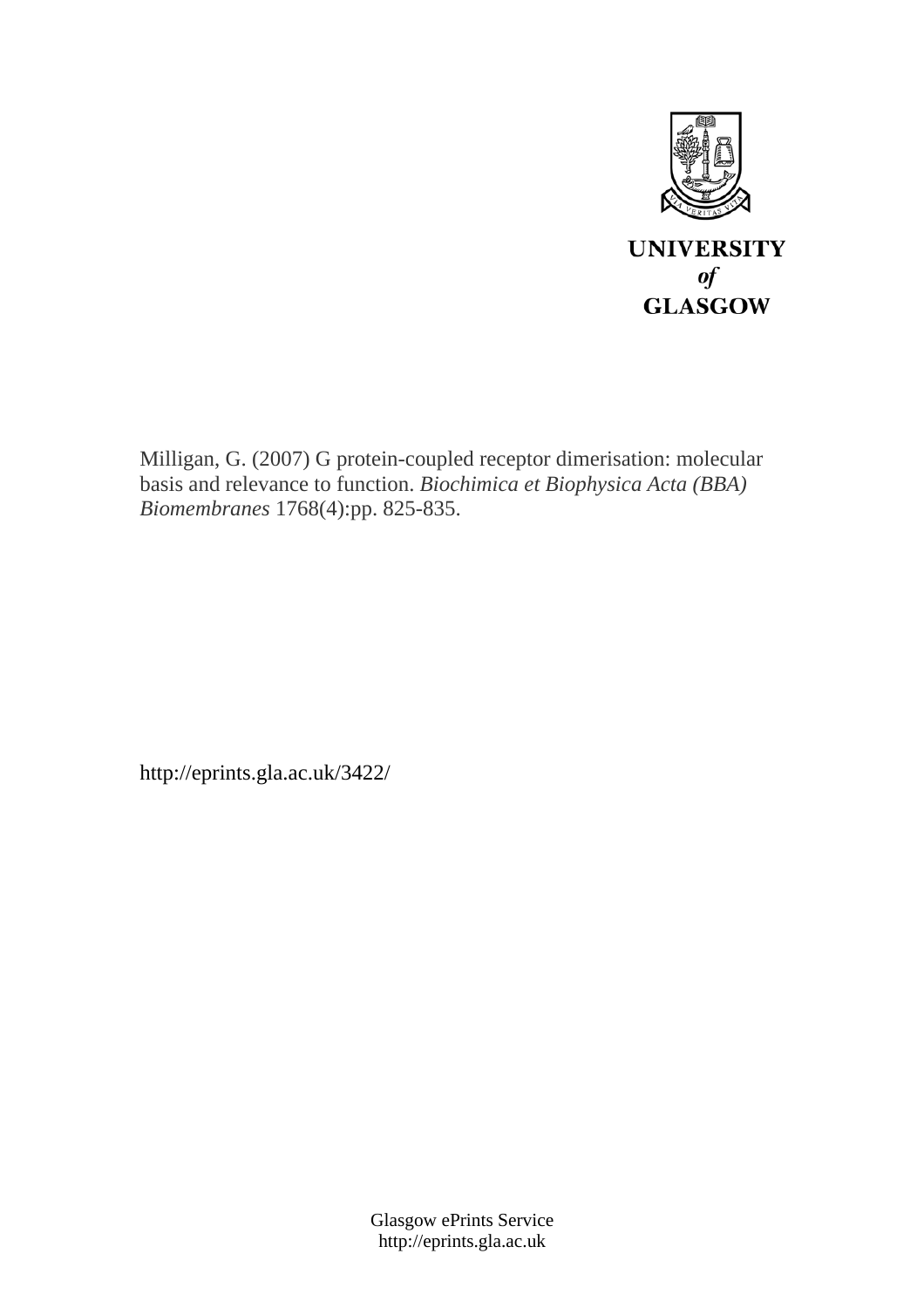UNIVERSITY
*of*
GLASGOW

Milligan, G. (2007) G protein-coupled receptor dimerisation: molecular basis and relevance to function. *Biochimica et Biophysica Acta (BBA) Biomembranes* 1768(4):pp. 825-835.

http://eprints.gla.ac.uk/3422/

Glasgow ePrints Service
http://eprints.gla.ac.uk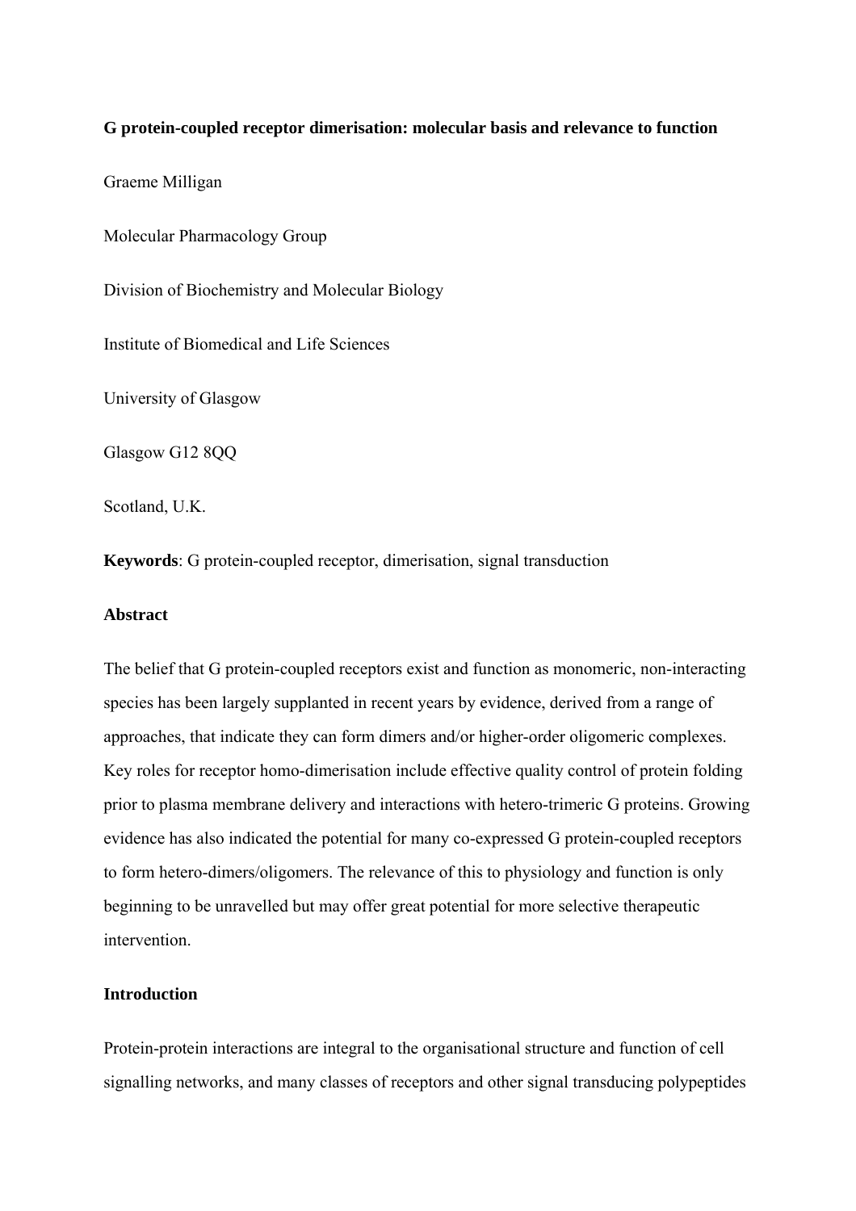**G protein-coupled receptor dimerisation: molecular basis and relevance to function**

Graeme Milligan

Molecular Pharmacology Group

Division of Biochemistry and Molecular Biology

Institute of Biomedical and Life Sciences

University of Glasgow

Glasgow G12 8QQ

Scotland, U.K.

**Keywords**: G protein-coupled receptor, dimerisation, signal transduction

**Abstract**

The belief that G protein-coupled receptors exist and function as monomeric, non-interacting species has been largely supplanted in recent years by evidence, derived from a range of approaches, that indicate they can form dimers and/or higher-order oligomeric complexes. Key roles for receptor homo-dimerisation include effective quality control of protein folding prior to plasma membrane delivery and interactions with hetero-trimeric G proteins. Growing evidence has also indicated the potential for many co-expressed G protein-coupled receptors to form hetero-dimers/oligomers. The relevance of this to physiology and function is only beginning to be unravelled but may offer great potential for more selective therapeutic intervention.

**Introduction**

Protein-protein interactions are integral to the organisational structure and function of cell signalling networks, and many classes of receptors and other signal transducing polypeptides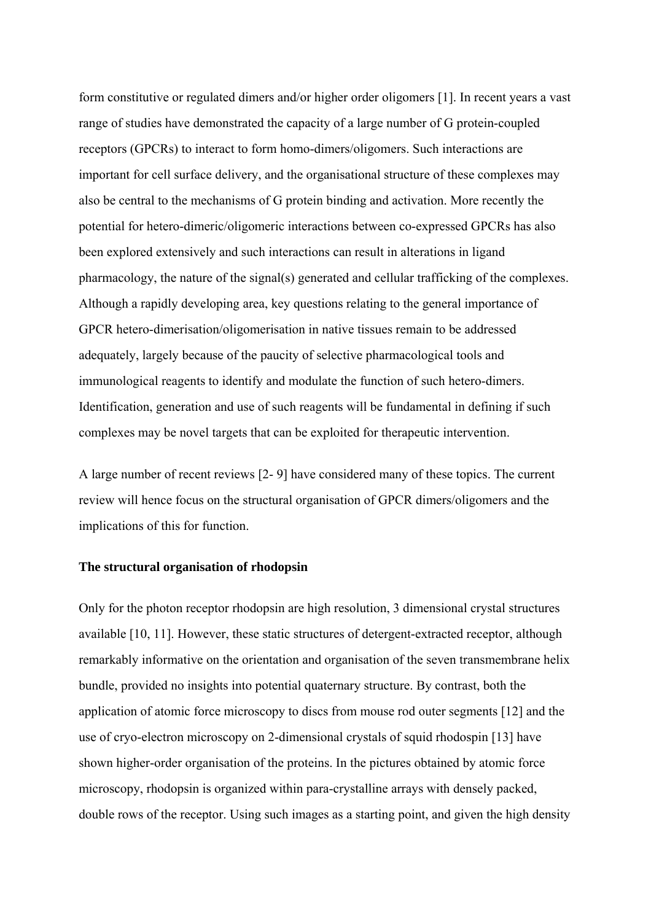form constitutive or regulated dimers and/or higher order oligomers [1]. In recent years a vast range of studies have demonstrated the capacity of a large number of G protein-coupled receptors (GPCRs) to interact to form homo-dimers/oligomers. Such interactions are important for cell surface delivery, and the organisational structure of these complexes may also be central to the mechanisms of G protein binding and activation. More recently the potential for hetero-dimeric/oligomeric interactions between co-expressed GPCRs has also been explored extensively and such interactions can result in alterations in ligand pharmacology, the nature of the signal(s) generated and cellular trafficking of the complexes. Although a rapidly developing area, key questions relating to the general importance of GPCR hetero-dimerisation/oligomerisation in native tissues remain to be addressed adequately, largely because of the paucity of selective pharmacological tools and immunological reagents to identify and modulate the function of such hetero-dimers. Identification, generation and use of such reagents will be fundamental in defining if such complexes may be novel targets that can be exploited for therapeutic intervention.

A large number of recent reviews [2- 9] have considered many of these topics. The current review will hence focus on the structural organisation of GPCR dimers/oligomers and the implications of this for function.

**The structural organisation of rhodopsin**

Only for the photon receptor rhodopsin are high resolution, 3 dimensional crystal structures available [10, 11]. However, these static structures of detergent-extracted receptor, although remarkably informative on the orientation and organisation of the seven transmembrane helix bundle, provided no insights into potential quaternary structure. By contrast, both the application of atomic force microscopy to discs from mouse rod outer segments [12] and the use of cryo-electron microscopy on 2-dimensional crystals of squid rhodospin [13] have shown higher-order organisation of the proteins. In the pictures obtained by atomic force microscopy, rhodopsin is organized within para-crystalline arrays with densely packed, double rows of the receptor. Using such images as a starting point, and given the high density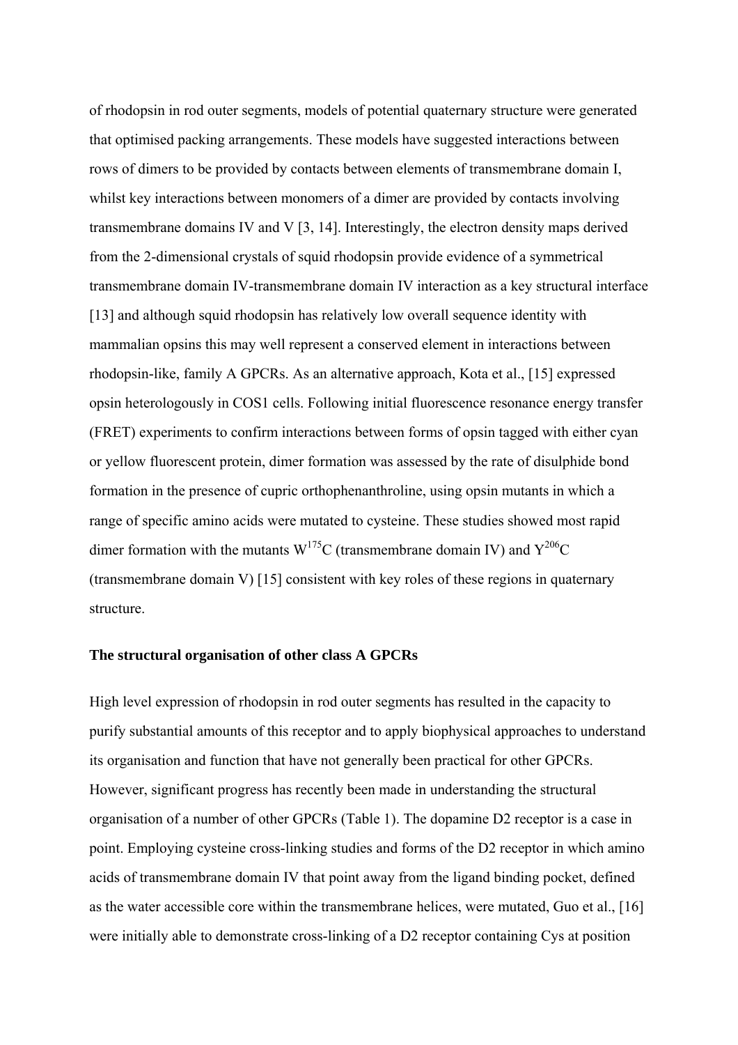of rhodopsin in rod outer segments, models of potential quaternary structure were generated that optimised packing arrangements. These models have suggested interactions between rows of dimers to be provided by contacts between elements of transmembrane domain I, whilst key interactions between monomers of a dimer are provided by contacts involving transmembrane domains IV and V [3, 14]. Interestingly, the electron density maps derived from the 2-dimensional crystals of squid rhodopsin provide evidence of a symmetrical transmembrane domain IV-transmembrane domain IV interaction as a key structural interface [13] and although squid rhodopsin has relatively low overall sequence identity with mammalian opsins this may well represent a conserved element in interactions between rhodopsin-like, family A GPCRs. As an alternative approach, Kota et al., [15] expressed opsin heterologously in COS1 cells. Following initial fluorescence resonance energy transfer (FRET) experiments to confirm interactions between forms of opsin tagged with either cyan or yellow fluorescent protein, dimer formation was assessed by the rate of disulphide bond formation in the presence of cupric orthophenanthroline, using opsin mutants in which a range of specific amino acids were mutated to cysteine. These studies showed most rapid dimer formation with the mutants $W^{175}C$ (transmembrane domain IV) and $Y^{206}C$ (transmembrane domain V) [15] consistent with key roles of these regions in quaternary structure.

**The structural organisation of other class A GPCRs**

High level expression of rhodopsin in rod outer segments has resulted in the capacity to purify substantial amounts of this receptor and to apply biophysical approaches to understand its organisation and function that have not generally been practical for other GPCRs. However, significant progress has recently been made in understanding the structural organisation of a number of other GPCRs (Table 1). The dopamine D2 receptor is a case in point. Employing cysteine cross-linking studies and forms of the D2 receptor in which amino acids of transmembrane domain IV that point away from the ligand binding pocket, defined as the water accessible core within the transmembrane helices, were mutated, Guo et al., [16] were initially able to demonstrate cross-linking of a D2 receptor containing Cys at position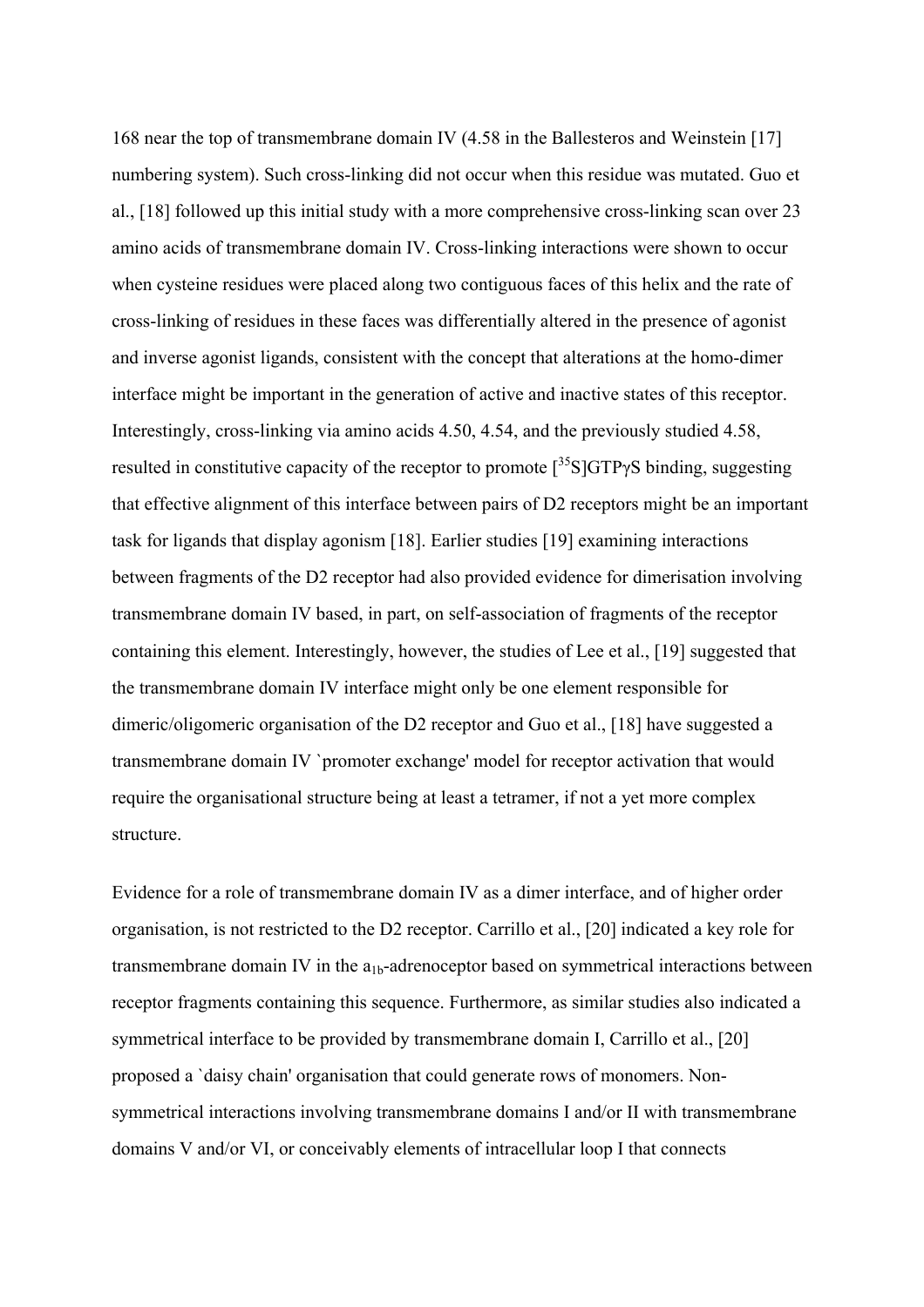168 near the top of transmembrane domain IV (4.58 in the Ballesteros and Weinstein [17] numbering system). Such cross-linking did not occur when this residue was mutated. Guo et al., [18] followed up this initial study with a more comprehensive cross-linking scan over 23 amino acids of transmembrane domain IV. Cross-linking interactions were shown to occur when cysteine residues were placed along two contiguous faces of this helix and the rate of cross-linking of residues in these faces was differentially altered in the presence of agonist and inverse agonist ligands, consistent with the concept that alterations at the homo-dimer interface might be important in the generation of active and inactive states of this receptor. Interestingly, cross-linking via amino acids 4.50, 4.54, and the previously studied 4.58, resulted in constitutive capacity of the receptor to promote [$^{35}$S]GTPγS binding, suggesting that effective alignment of this interface between pairs of D2 receptors might be an important task for ligands that display agonism [18]. Earlier studies [19] examining interactions between fragments of the D2 receptor had also provided evidence for dimerisation involving transmembrane domain IV based, in part, on self-association of fragments of the receptor containing this element. Interestingly, however, the studies of Lee et al., [19] suggested that the transmembrane domain IV interface might only be one element responsible for dimeric/oligomeric organisation of the D2 receptor and Guo et al., [18] have suggested a transmembrane domain IV `promoter exchange' model for receptor activation that would require the organisational structure being at least a tetramer, if not a yet more complex structure.

Evidence for a role of transmembrane domain IV as a dimer interface, and of higher order organisation, is not restricted to the D2 receptor. Carrillo et al., [20] indicated a key role for transmembrane domain IV in the $a_{1b}$-adrenoceptor based on symmetrical interactions between receptor fragments containing this sequence. Furthermore, as similar studies also indicated a symmetrical interface to be provided by transmembrane domain I, Carrillo et al., [20] proposed a `daisy chain' organisation that could generate rows of monomers. Non-symmetrical interactions involving transmembrane domains I and/or II with transmembrane domains V and/or VI, or conceivably elements of intracellular loop I that connects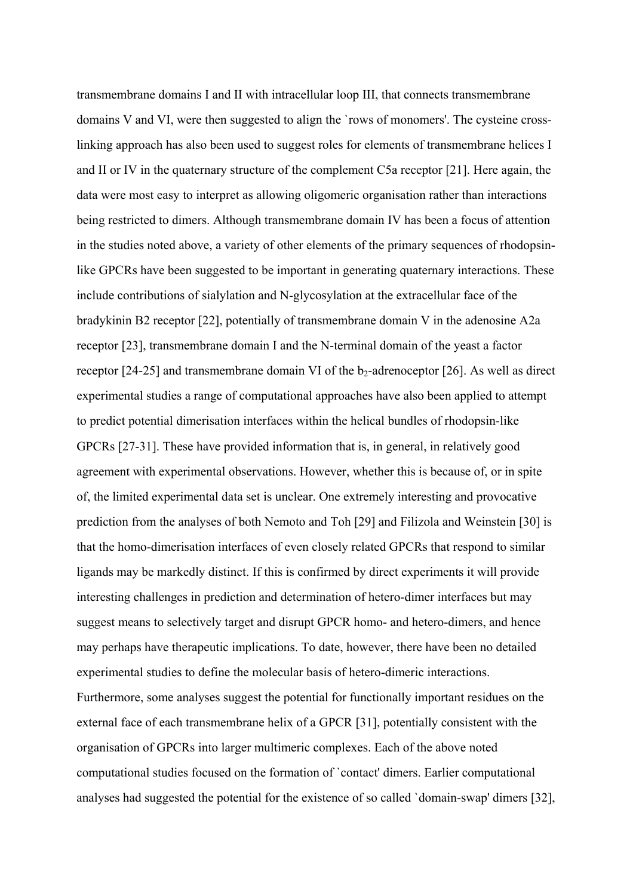transmembrane domains I and II with intracellular loop III, that connects transmembrane domains V and VI, were then suggested to align the `rows of monomers'. The cysteine cross-linking approach has also been used to suggest roles for elements of transmembrane helices I and II or IV in the quaternary structure of the complement C5a receptor [21]. Here again, the data were most easy to interpret as allowing oligomeric organisation rather than interactions being restricted to dimers. Although transmembrane domain IV has been a focus of attention in the studies noted above, a variety of other elements of the primary sequences of rhodopsin-like GPCRs have been suggested to be important in generating quaternary interactions. These include contributions of sialylation and N-glycosylation at the extracellular face of the bradykinin B2 receptor [22], potentially of transmembrane domain V in the adenosine A2a receptor [23], transmembrane domain I and the N-terminal domain of the yeast a factor receptor [24-25] and transmembrane domain VI of the $b_2$-adrenoceptor [26]. As well as direct experimental studies a range of computational approaches have also been applied to attempt to predict potential dimerisation interfaces within the helical bundles of rhodopsin-like GPCRs [27-31]. These have provided information that is, in general, in relatively good agreement with experimental observations. However, whether this is because of, or in spite of, the limited experimental data set is unclear. One extremely interesting and provocative prediction from the analyses of both Nemoto and Toh [29] and Filizola and Weinstein [30] is that the homo-dimerisation interfaces of even closely related GPCRs that respond to similar ligands may be markedly distinct. If this is confirmed by direct experiments it will provide interesting challenges in prediction and determination of hetero-dimer interfaces but may suggest means to selectively target and disrupt GPCR homo- and hetero-dimers, and hence may perhaps have therapeutic implications. To date, however, there have been no detailed experimental studies to define the molecular basis of hetero-dimeric interactions. Furthermore, some analyses suggest the potential for functionally important residues on the external face of each transmembrane helix of a GPCR [31], potentially consistent with the organisation of GPCRs into larger multimeric complexes. Each of the above noted computational studies focused on the formation of `contact' dimers. Earlier computational analyses had suggested the potential for the existence of so called `domain-swap' dimers [32],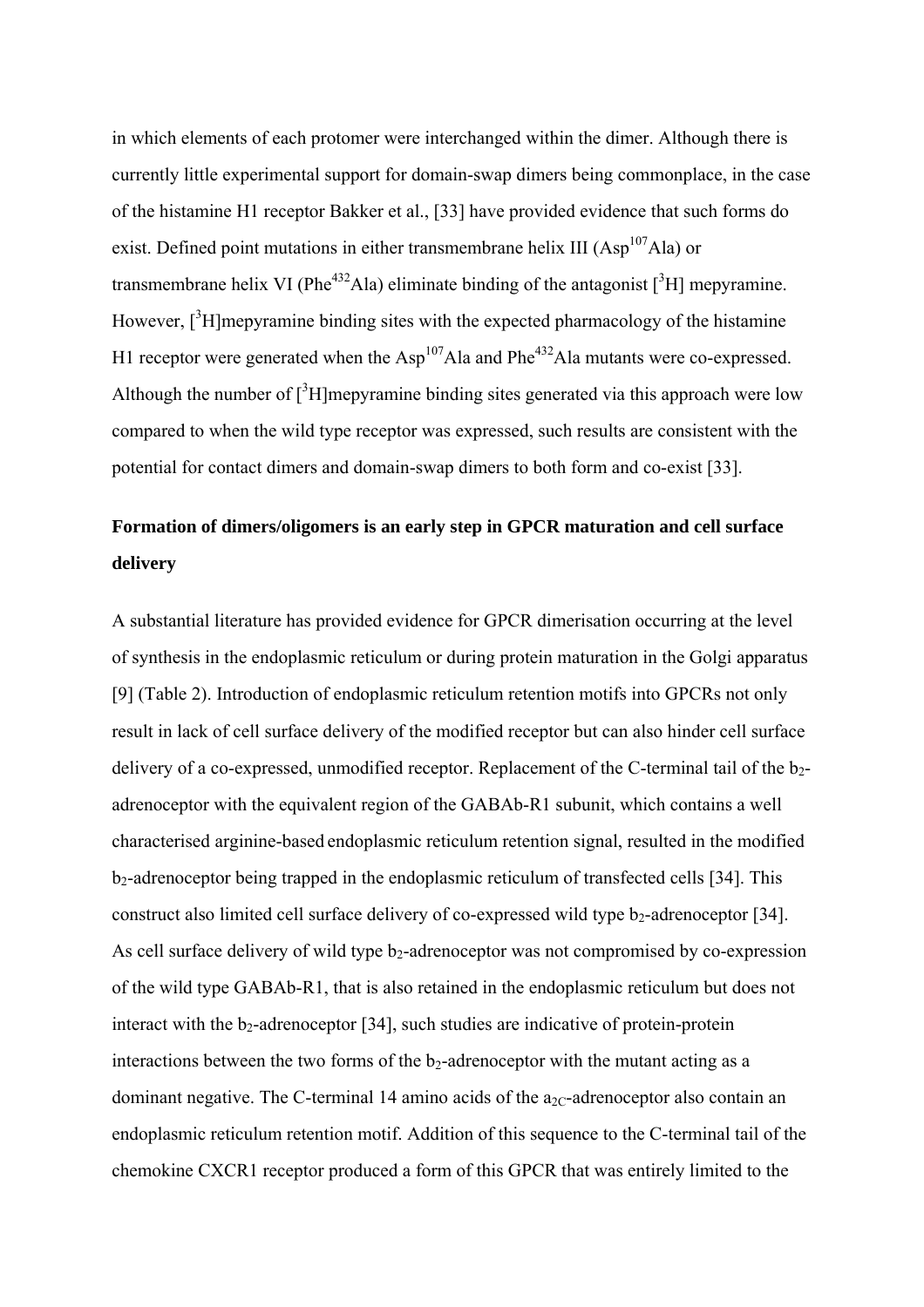in which elements of each protomer were interchanged within the dimer. Although there is currently little experimental support for domain-swap dimers being commonplace, in the case of the histamine H1 receptor Bakker et al., [33] have provided evidence that such forms do exist. Defined point mutations in either transmembrane helix III ($Asp^{107}Ala$) or transmembrane helix VI ($Phe^{432}Ala$) eliminate binding of the antagonist [$^3$H] mepyramine. However, [$^3$H]mepyramine binding sites with the expected pharmacology of the histamine H1 receptor were generated when the $Asp^{107}Ala$ and $Phe^{432}Ala$ mutants were co-expressed. Although the number of [$^3$H]mepyramine binding sites generated via this approach were low compared to when the wild type receptor was expressed, such results are consistent with the potential for contact dimers and domain-swap dimers to both form and co-exist [33].

## Formation of dimers/oligomers is an early step in GPCR maturation and cell surface delivery

A substantial literature has provided evidence for GPCR dimerisation occurring at the level of synthesis in the endoplasmic reticulum or during protein maturation in the Golgi apparatus [9] (Table 2). Introduction of endoplasmic reticulum retention motifs into GPCRs not only result in lack of cell surface delivery of the modified receptor but can also hinder cell surface delivery of a co-expressed, unmodified receptor. Replacement of the C-terminal tail of the $b_2$-adrenoceptor with the equivalent region of the GABAb-R1 subunit, which contains a well characterised arginine-based endoplasmic reticulum retention signal, resulted in the modified $b_2$-adrenoceptor being trapped in the endoplasmic reticulum of transfected cells [34]. This construct also limited cell surface delivery of co-expressed wild type $b_2$-adrenoceptor [34]. As cell surface delivery of wild type $b_2$-adrenoceptor was not compromised by co-expression of the wild type GABAb-R1, that is also retained in the endoplasmic reticulum but does not interact with the $b_2$-adrenoceptor [34], such studies are indicative of protein-protein interactions between the two forms of the $b_2$-adrenoceptor with the mutant acting as a dominant negative. The C-terminal 14 amino acids of the $a_{2C}$-adrenoceptor also contain an endoplasmic reticulum retention motif. Addition of this sequence to the C-terminal tail of the chemokine CXCR1 receptor produced a form of this GPCR that was entirely limited to the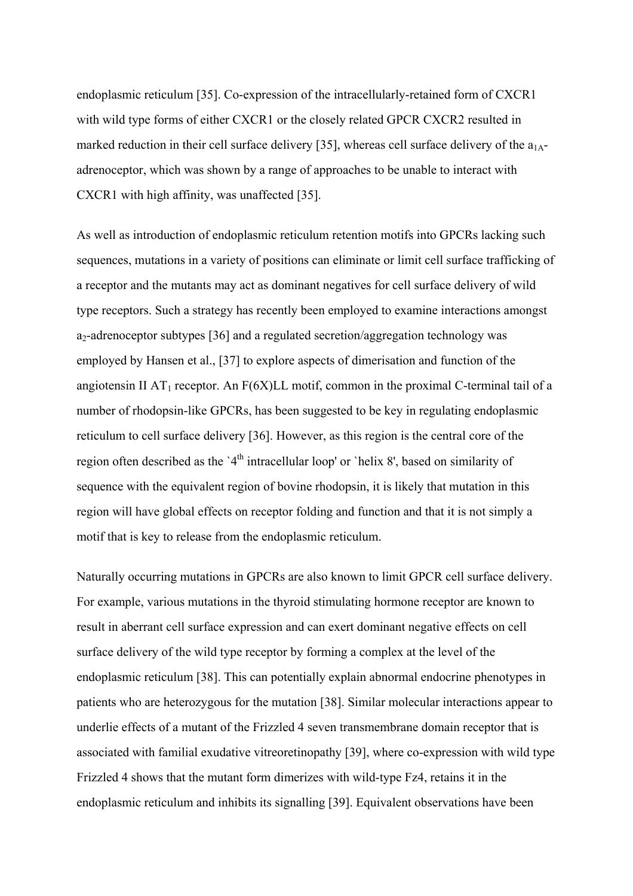endoplasmic reticulum [35]. Co-expression of the intracellularly-retained form of CXCR1 with wild type forms of either CXCR1 or the closely related GPCR CXCR2 resulted in marked reduction in their cell surface delivery [35], whereas cell surface delivery of the $a_{1A}$-adrenoceptor, which was shown by a range of approaches to be unable to interact with CXCR1 with high affinity, was unaffected [35].

As well as introduction of endoplasmic reticulum retention motifs into GPCRs lacking such sequences, mutations in a variety of positions can eliminate or limit cell surface trafficking of a receptor and the mutants may act as dominant negatives for cell surface delivery of wild type receptors. Such a strategy has recently been employed to examine interactions amongst $a_2$-adrenoceptor subtypes [36] and a regulated secretion/aggregation technology was employed by Hansen et al., [37] to explore aspects of dimerisation and function of the angiotensin II $AT_1$ receptor. An F(6X)LL motif, common in the proximal C-terminal tail of a number of rhodopsin-like GPCRs, has been suggested to be key in regulating endoplasmic reticulum to cell surface delivery [36]. However, as this region is the central core of the region often described as the `4th intracellular loop' or `helix 8', based on similarity of sequence with the equivalent region of bovine rhodopsin, it is likely that mutation in this region will have global effects on receptor folding and function and that it is not simply a motif that is key to release from the endoplasmic reticulum.

Naturally occurring mutations in GPCRs are also known to limit GPCR cell surface delivery. For example, various mutations in the thyroid stimulating hormone receptor are known to result in aberrant cell surface expression and can exert dominant negative effects on cell surface delivery of the wild type receptor by forming a complex at the level of the endoplasmic reticulum [38]. This can potentially explain abnormal endocrine phenotypes in patients who are heterozygous for the mutation [38]. Similar molecular interactions appear to underlie effects of a mutant of the Frizzled 4 seven transmembrane domain receptor that is associated with familial exudative vitreoretinopathy [39], where co-expression with wild type Frizzled 4 shows that the mutant form dimerizes with wild-type Fz4, retains it in the endoplasmic reticulum and inhibits its signalling [39]. Equivalent observations have been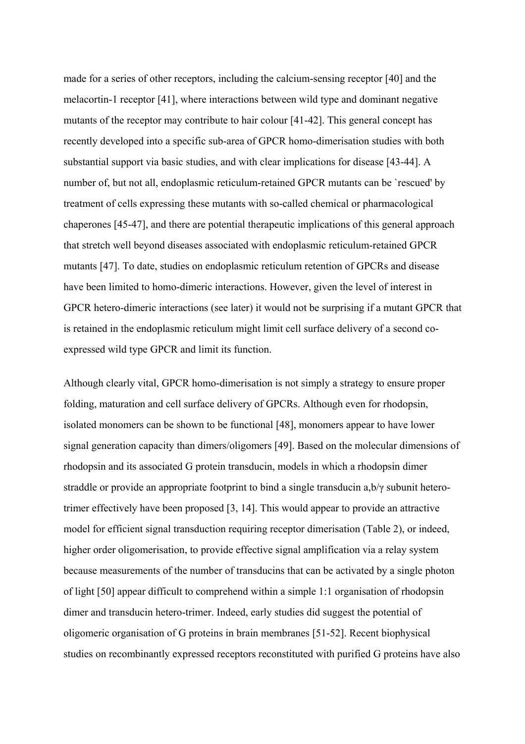made for a series of other receptors, including the calcium-sensing receptor [40] and the melacortin-1 receptor [41], where interactions between wild type and dominant negative mutants of the receptor may contribute to hair colour [41-42]. This general concept has recently developed into a specific sub-area of GPCR homo-dimerisation studies with both substantial support via basic studies, and with clear implications for disease [43-44]. A number of, but not all, endoplasmic reticulum-retained GPCR mutants can be `rescued' by treatment of cells expressing these mutants with so-called chemical or pharmacological chaperones [45-47], and there are potential therapeutic implications of this general approach that stretch well beyond diseases associated with endoplasmic reticulum-retained GPCR mutants [47]. To date, studies on endoplasmic reticulum retention of GPCRs and disease have been limited to homo-dimeric interactions. However, given the level of interest in GPCR hetero-dimeric interactions (see later) it would not be surprising if a mutant GPCR that is retained in the endoplasmic reticulum might limit cell surface delivery of a second co-expressed wild type GPCR and limit its function.

Although clearly vital, GPCR homo-dimerisation is not simply a strategy to ensure proper folding, maturation and cell surface delivery of GPCRs. Although even for rhodopsin, isolated monomers can be shown to be functional [48], monomers appear to have lower signal generation capacity than dimers/oligomers [49]. Based on the molecular dimensions of rhodopsin and its associated G protein transducin, models in which a rhodopsin dimer straddle or provide an appropriate footprint to bind a single transducin a,b/γ subunit hetero-trimer effectively have been proposed [3, 14]. This would appear to provide an attractive model for efficient signal transduction requiring receptor dimerisation (Table 2), or indeed, higher order oligomerisation, to provide effective signal amplification via a relay system because measurements of the number of transducins that can be activated by a single photon of light [50] appear difficult to comprehend within a simple 1:1 organisation of rhodopsin dimer and transducin hetero-trimer. Indeed, early studies did suggest the potential of oligomeric organisation of G proteins in brain membranes [51-52]. Recent biophysical studies on recombinantly expressed receptors reconstituted with purified G proteins have also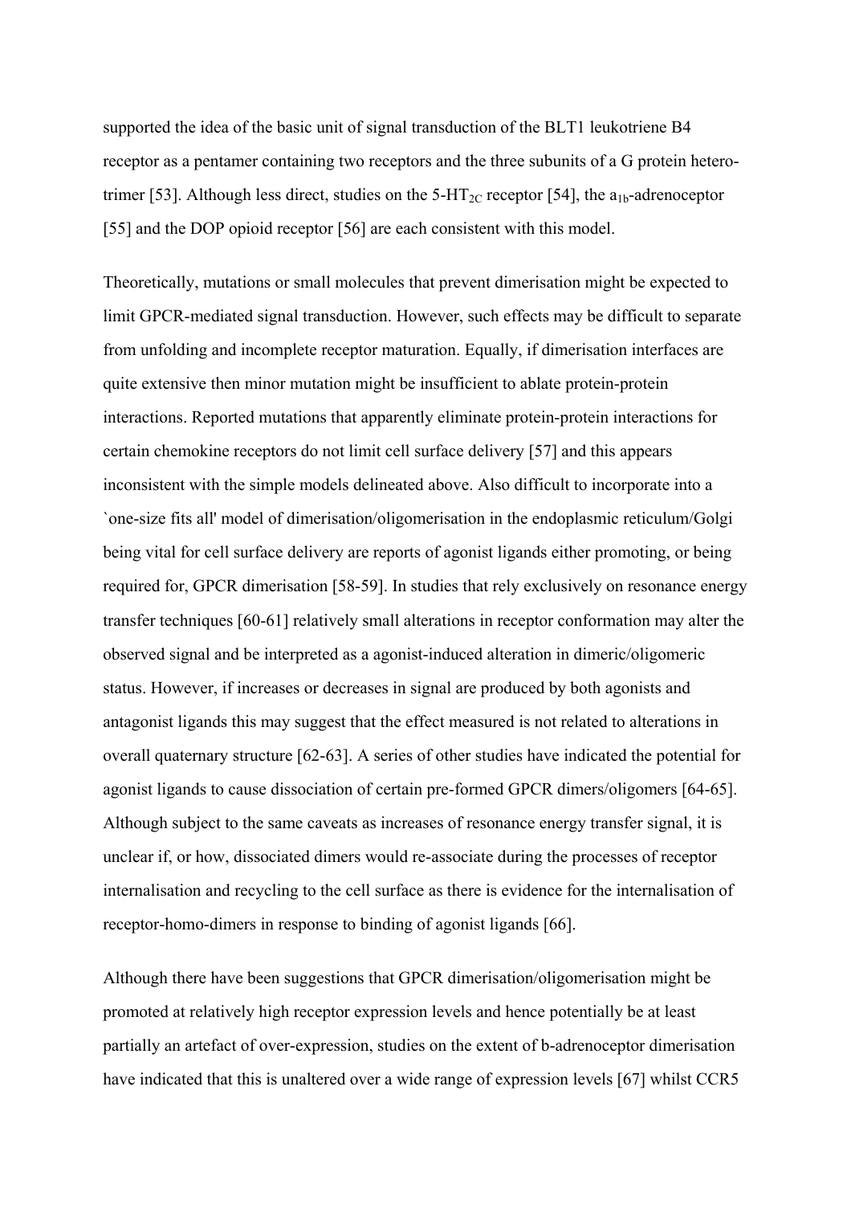supported the idea of the basic unit of signal transduction of the BLT1 leukotriene B4 receptor as a pentamer containing two receptors and the three subunits of a G protein hetero-trimer [53]. Although less direct, studies on the 5-HT$_{2C}$ receptor [54], the a$_{1b}$-adrenoceptor [55] and the DOP opioid receptor [56] are each consistent with this model.

Theoretically, mutations or small molecules that prevent dimerisation might be expected to limit GPCR-mediated signal transduction. However, such effects may be difficult to separate from unfolding and incomplete receptor maturation. Equally, if dimerisation interfaces are quite extensive then minor mutation might be insufficient to ablate protein-protein interactions. Reported mutations that apparently eliminate protein-protein interactions for certain chemokine receptors do not limit cell surface delivery [57] and this appears inconsistent with the simple models delineated above. Also difficult to incorporate into a `one-size fits all' model of dimerisation/oligomerisation in the endoplasmic reticulum/Golgi being vital for cell surface delivery are reports of agonist ligands either promoting, or being required for, GPCR dimerisation [58-59]. In studies that rely exclusively on resonance energy transfer techniques [60-61] relatively small alterations in receptor conformation may alter the observed signal and be interpreted as a agonist-induced alteration in dimeric/oligomeric status. However, if increases or decreases in signal are produced by both agonists and antagonist ligands this may suggest that the effect measured is not related to alterations in overall quaternary structure [62-63]. A series of other studies have indicated the potential for agonist ligands to cause dissociation of certain pre-formed GPCR dimers/oligomers [64-65]. Although subject to the same caveats as increases of resonance energy transfer signal, it is unclear if, or how, dissociated dimers would re-associate during the processes of receptor internalisation and recycling to the cell surface as there is evidence for the internalisation of receptor-homo-dimers in response to binding of agonist ligands [66].

Although there have been suggestions that GPCR dimerisation/oligomerisation might be promoted at relatively high receptor expression levels and hence potentially be at least partially an artefact of over-expression, studies on the extent of b-adrenoceptor dimerisation have indicated that this is unaltered over a wide range of expression levels [67] whilst CCR5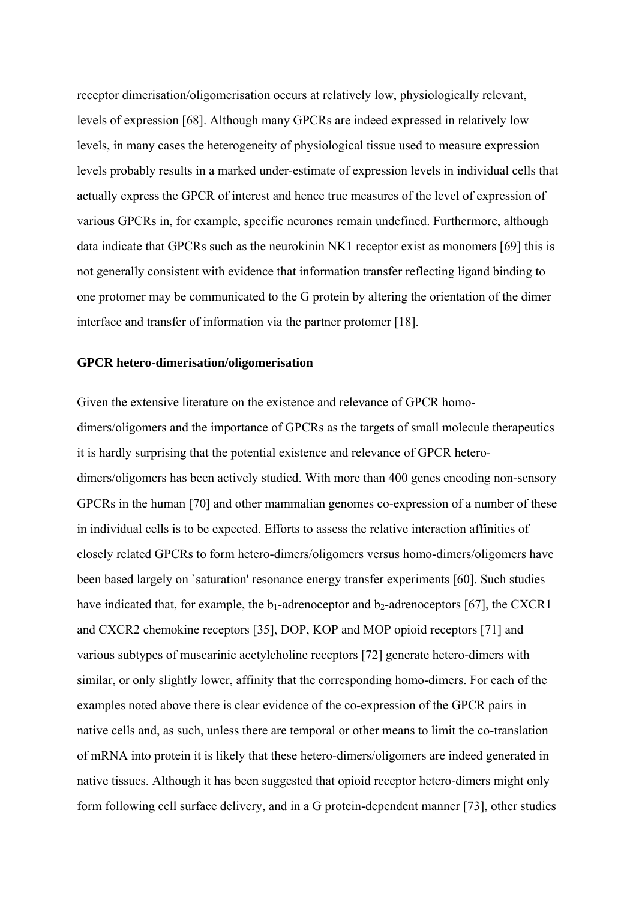receptor dimerisation/oligomerisation occurs at relatively low, physiologically relevant, levels of expression [68]. Although many GPCRs are indeed expressed in relatively low levels, in many cases the heterogeneity of physiological tissue used to measure expression levels probably results in a marked under-estimate of expression levels in individual cells that actually express the GPCR of interest and hence true measures of the level of expression of various GPCRs in, for example, specific neurones remain undefined. Furthermore, although data indicate that GPCRs such as the neurokinin NK1 receptor exist as monomers [69] this is not generally consistent with evidence that information transfer reflecting ligand binding to one protomer may be communicated to the G protein by altering the orientation of the dimer interface and transfer of information via the partner protomer [18].

**GPCR hetero-dimerisation/oligomerisation**

Given the extensive literature on the existence and relevance of GPCR homo-dimers/oligomers and the importance of GPCRs as the targets of small molecule therapeutics it is hardly surprising that the potential existence and relevance of GPCR hetero-dimers/oligomers has been actively studied. With more than 400 genes encoding non-sensory GPCRs in the human [70] and other mammalian genomes co-expression of a number of these in individual cells is to be expected. Efforts to assess the relative interaction affinities of closely related GPCRs to form hetero-dimers/oligomers versus homo-dimers/oligomers have been based largely on `saturation' resonance energy transfer experiments [60]. Such studies have indicated that, for example, the $b_1$-adrenoceptor and $b_2$-adrenoceptors [67], the CXCR1 and CXCR2 chemokine receptors [35], DOP, KOP and MOP opioid receptors [71] and various subtypes of muscarinic acetylcholine receptors [72] generate hetero-dimers with similar, or only slightly lower, affinity that the corresponding homo-dimers. For each of the examples noted above there is clear evidence of the co-expression of the GPCR pairs in native cells and, as such, unless there are temporal or other means to limit the co-translation of mRNA into protein it is likely that these hetero-dimers/oligomers are indeed generated in native tissues. Although it has been suggested that opioid receptor hetero-dimers might only form following cell surface delivery, and in a G protein-dependent manner [73], other studies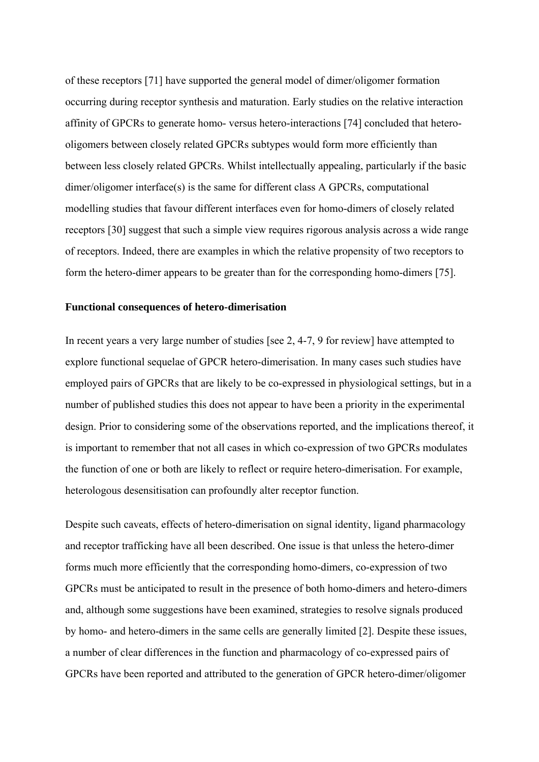of these receptors [71] have supported the general model of dimer/oligomer formation occurring during receptor synthesis and maturation. Early studies on the relative interaction affinity of GPCRs to generate homo- versus hetero-interactions [74] concluded that hetero-oligomers between closely related GPCRs subtypes would form more efficiently than between less closely related GPCRs. Whilst intellectually appealing, particularly if the basic dimer/oligomer interface(s) is the same for different class A GPCRs, computational modelling studies that favour different interfaces even for homo-dimers of closely related receptors [30] suggest that such a simple view requires rigorous analysis across a wide range of receptors. Indeed, there are examples in which the relative propensity of two receptors to form the hetero-dimer appears to be greater than for the corresponding homo-dimers [75].

**Functional consequences of hetero-dimerisation**

In recent years a very large number of studies [see 2, 4-7, 9 for review] have attempted to explore functional sequelae of GPCR hetero-dimerisation. In many cases such studies have employed pairs of GPCRs that are likely to be co-expressed in physiological settings, but in a number of published studies this does not appear to have been a priority in the experimental design. Prior to considering some of the observations reported, and the implications thereof, it is important to remember that not all cases in which co-expression of two GPCRs modulates the function of one or both are likely to reflect or require hetero-dimerisation. For example, heterologous desensitisation can profoundly alter receptor function.

Despite such caveats, effects of hetero-dimerisation on signal identity, ligand pharmacology and receptor trafficking have all been described. One issue is that unless the hetero-dimer forms much more efficiently that the corresponding homo-dimers, co-expression of two GPCRs must be anticipated to result in the presence of both homo-dimers and hetero-dimers and, although some suggestions have been examined, strategies to resolve signals produced by homo- and hetero-dimers in the same cells are generally limited [2]. Despite these issues, a number of clear differences in the function and pharmacology of co-expressed pairs of GPCRs have been reported and attributed to the generation of GPCR hetero-dimer/oligomer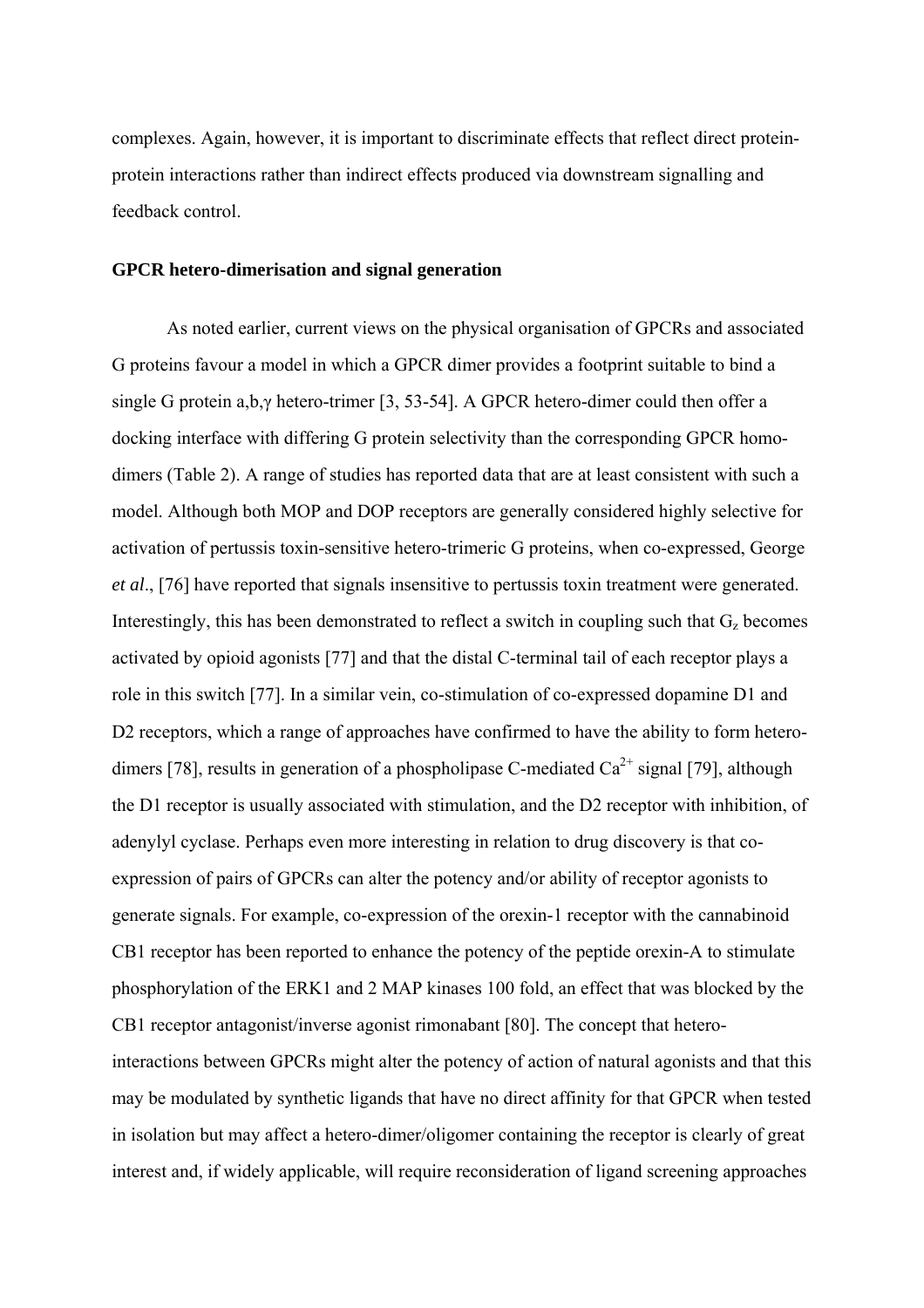complexes. Again, however, it is important to discriminate effects that reflect direct protein-protein interactions rather than indirect effects produced via downstream signalling and feedback control.

**GPCR hetero-dimerisation and signal generation**

As noted earlier, current views on the physical organisation of GPCRs and associated G proteins favour a model in which a GPCR dimer provides a footprint suitable to bind a single G protein a,b,γ hetero-trimer [3, 53-54]. A GPCR hetero-dimer could then offer a docking interface with differing G protein selectivity than the corresponding GPCR homo-dimers (Table 2). A range of studies has reported data that are at least consistent with such a model. Although both MOP and DOP receptors are generally considered highly selective for activation of pertussis toxin-sensitive hetero-trimeric G proteins, when co-expressed, George *et al*., [76] have reported that signals insensitive to pertussis toxin treatment were generated. Interestingly, this has been demonstrated to reflect a switch in coupling such that $G_z$ becomes activated by opioid agonists [77] and that the distal C-terminal tail of each receptor plays a role in this switch [77]. In a similar vein, co-stimulation of co-expressed dopamine D1 and D2 receptors, which a range of approaches have confirmed to have the ability to form hetero-dimers [78], results in generation of a phospholipase C-mediated $Ca^{2+}$ signal [79], although the D1 receptor is usually associated with stimulation, and the D2 receptor with inhibition, of adenylyl cyclase. Perhaps even more interesting in relation to drug discovery is that co-expression of pairs of GPCRs can alter the potency and/or ability of receptor agonists to generate signals. For example, co-expression of the orexin-1 receptor with the cannabinoid CB1 receptor has been reported to enhance the potency of the peptide orexin-A to stimulate phosphorylation of the ERK1 and 2 MAP kinases 100 fold, an effect that was blocked by the CB1 receptor antagonist/inverse agonist rimonabant [80]. The concept that hetero-interactions between GPCRs might alter the potency of action of natural agonists and that this may be modulated by synthetic ligands that have no direct affinity for that GPCR when tested in isolation but may affect a hetero-dimer/oligomer containing the receptor is clearly of great interest and, if widely applicable, will require reconsideration of ligand screening approaches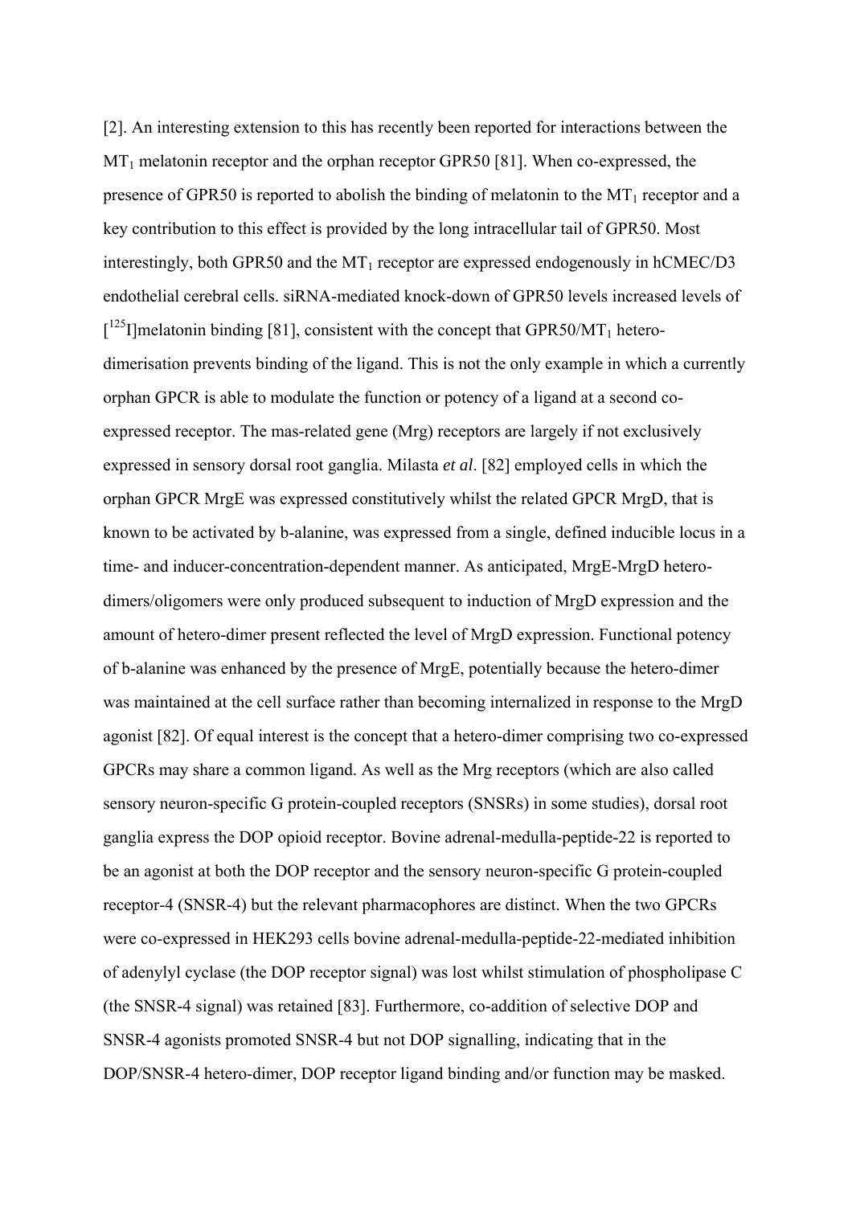[2]. An interesting extension to this has recently been reported for interactions between the $MT_1$ melatonin receptor and the orphan receptor GPR50 [81]. When co-expressed, the presence of GPR50 is reported to abolish the binding of melatonin to the $MT_1$ receptor and a key contribution to this effect is provided by the long intracellular tail of GPR50. Most interestingly, both GPR50 and the $MT_1$ receptor are expressed endogenously in hCMEC/D3 endothelial cerebral cells. siRNA-mediated knock-down of GPR50 levels increased levels of [$^{125}$I]melatonin binding [81], consistent with the concept that GPR50/$MT_1$ hetero-dimerisation prevents binding of the ligand. This is not the only example in which a currently orphan GPCR is able to modulate the function or potency of a ligand at a second co-expressed receptor. The mas-related gene (Mrg) receptors are largely if not exclusively expressed in sensory dorsal root ganglia. Milasta *et al*. [82] employed cells in which the orphan GPCR MrgE was expressed constitutively whilst the related GPCR MrgD, that is known to be activated by b-alanine, was expressed from a single, defined inducible locus in a time- and inducer-concentration-dependent manner. As anticipated, MrgE-MrgD hetero-dimers/oligomers were only produced subsequent to induction of MrgD expression and the amount of hetero-dimer present reflected the level of MrgD expression. Functional potency of b-alanine was enhanced by the presence of MrgE, potentially because the hetero-dimer was maintained at the cell surface rather than becoming internalized in response to the MrgD agonist [82]. Of equal interest is the concept that a hetero-dimer comprising two co-expressed GPCRs may share a common ligand. As well as the Mrg receptors (which are also called sensory neuron-specific G protein-coupled receptors (SNSRs) in some studies), dorsal root ganglia express the DOP opioid receptor. Bovine adrenal-medulla-peptide-22 is reported to be an agonist at both the DOP receptor and the sensory neuron-specific G protein-coupled receptor-4 (SNSR-4) but the relevant pharmacophores are distinct. When the two GPCRs were co-expressed in HEK293 cells bovine adrenal-medulla-peptide-22-mediated inhibition of adenylyl cyclase (the DOP receptor signal) was lost whilst stimulation of phospholipase C (the SNSR-4 signal) was retained [83]. Furthermore, co-addition of selective DOP and SNSR-4 agonists promoted SNSR-4 but not DOP signalling, indicating that in the DOP/SNSR-4 hetero-dimer, DOP receptor ligand binding and/or function may be masked.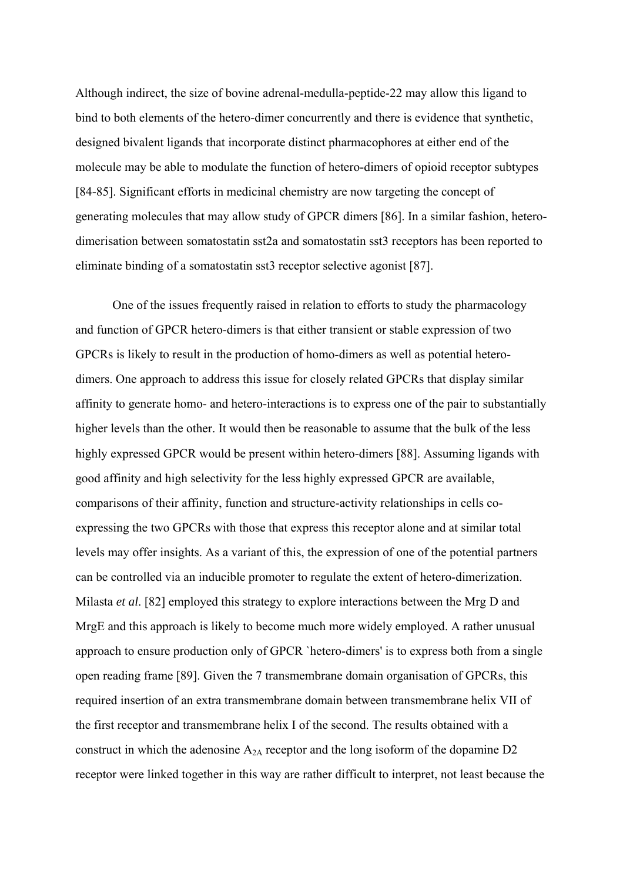Although indirect, the size of bovine adrenal-medulla-peptide-22 may allow this ligand to bind to both elements of the hetero-dimer concurrently and there is evidence that synthetic, designed bivalent ligands that incorporate distinct pharmacophores at either end of the molecule may be able to modulate the function of hetero-dimers of opioid receptor subtypes [84-85]. Significant efforts in medicinal chemistry are now targeting the concept of generating molecules that may allow study of GPCR dimers [86]. In a similar fashion, hetero-dimerisation between somatostatin sst2a and somatostatin sst3 receptors has been reported to eliminate binding of a somatostatin sst3 receptor selective agonist [87].

One of the issues frequently raised in relation to efforts to study the pharmacology and function of GPCR hetero-dimers is that either transient or stable expression of two GPCRs is likely to result in the production of homo-dimers as well as potential hetero-dimers. One approach to address this issue for closely related GPCRs that display similar affinity to generate homo- and hetero-interactions is to express one of the pair to substantially higher levels than the other. It would then be reasonable to assume that the bulk of the less highly expressed GPCR would be present within hetero-dimers [88]. Assuming ligands with good affinity and high selectivity for the less highly expressed GPCR are available, comparisons of their affinity, function and structure-activity relationships in cells co-expressing the two GPCRs with those that express this receptor alone and at similar total levels may offer insights. As a variant of this, the expression of one of the potential partners can be controlled via an inducible promoter to regulate the extent of hetero-dimerization. Milasta *et al*. [82] employed this strategy to explore interactions between the Mrg D and MrgE and this approach is likely to become much more widely employed. A rather unusual approach to ensure production only of GPCR `hetero-dimers' is to express both from a single open reading frame [89]. Given the 7 transmembrane domain organisation of GPCRs, this required insertion of an extra transmembrane domain between transmembrane helix VII of the first receptor and transmembrane helix I of the second. The results obtained with a construct in which the adenosine $A_{2A}$ receptor and the long isoform of the dopamine D2 receptor were linked together in this way are rather difficult to interpret, not least because the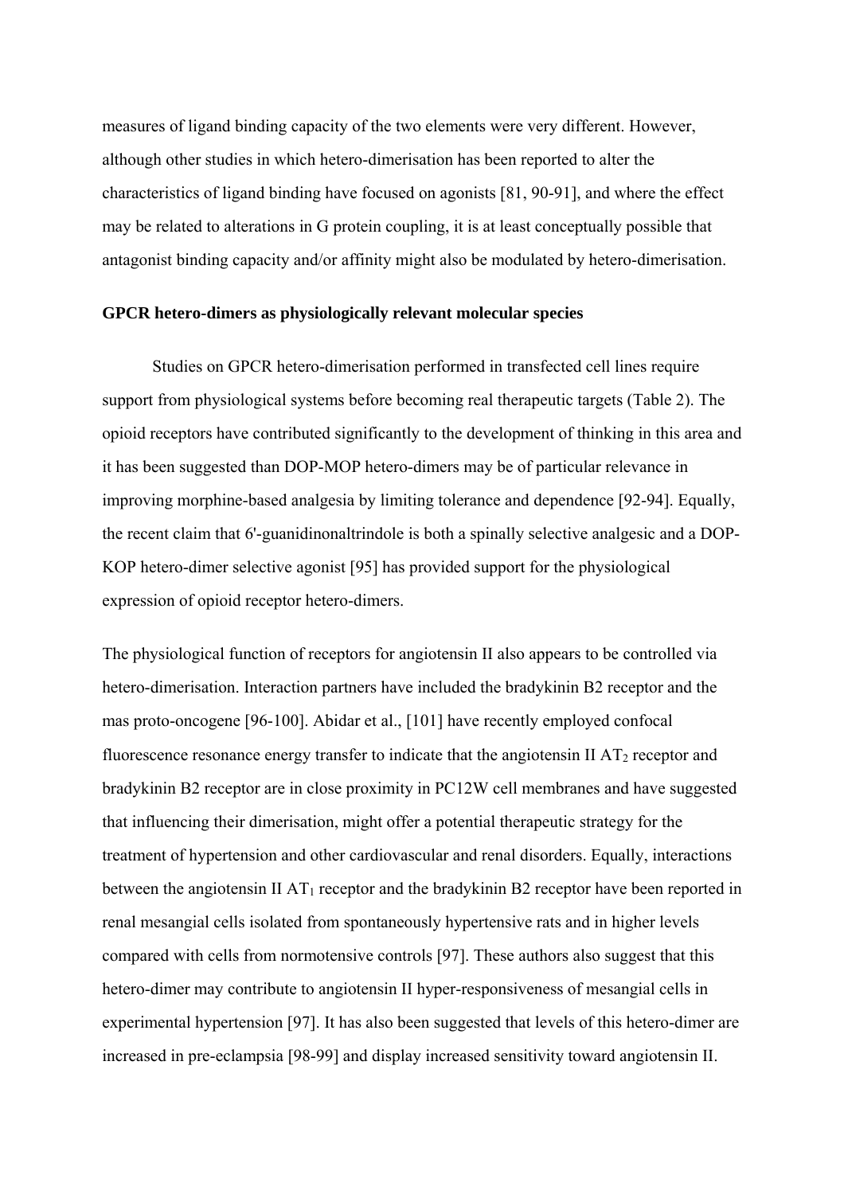measures of ligand binding capacity of the two elements were very different. However, although other studies in which hetero-dimerisation has been reported to alter the characteristics of ligand binding have focused on agonists [81, 90-91], and where the effect may be related to alterations in G protein coupling, it is at least conceptually possible that antagonist binding capacity and/or affinity might also be modulated by hetero-dimerisation.

**GPCR hetero-dimers as physiologically relevant molecular species**

Studies on GPCR hetero-dimerisation performed in transfected cell lines require support from physiological systems before becoming real therapeutic targets (Table 2). The opioid receptors have contributed significantly to the development of thinking in this area and it has been suggested than DOP-MOP hetero-dimers may be of particular relevance in improving morphine-based analgesia by limiting tolerance and dependence [92-94]. Equally, the recent claim that 6'-guanidinonaltrindole is both a spinally selective analgesic and a DOP-KOP hetero-dimer selective agonist [95] has provided support for the physiological expression of opioid receptor hetero-dimers.

The physiological function of receptors for angiotensin II also appears to be controlled via hetero-dimerisation. Interaction partners have included the bradykinin B2 receptor and the mas proto-oncogene [96-100]. Abidar et al., [101] have recently employed confocal fluorescence resonance energy transfer to indicate that the angiotensin II $AT_2$ receptor and bradykinin B2 receptor are in close proximity in PC12W cell membranes and have suggested that influencing their dimerisation, might offer a potential therapeutic strategy for the treatment of hypertension and other cardiovascular and renal disorders. Equally, interactions between the angiotensin II $AT_1$ receptor and the bradykinin B2 receptor have been reported in renal mesangial cells isolated from spontaneously hypertensive rats and in higher levels compared with cells from normotensive controls [97]. These authors also suggest that this hetero-dimer may contribute to angiotensin II hyper-responsiveness of mesangial cells in experimental hypertension [97]. It has also been suggested that levels of this hetero-dimer are increased in pre-eclampsia [98-99] and display increased sensitivity toward angiotensin II.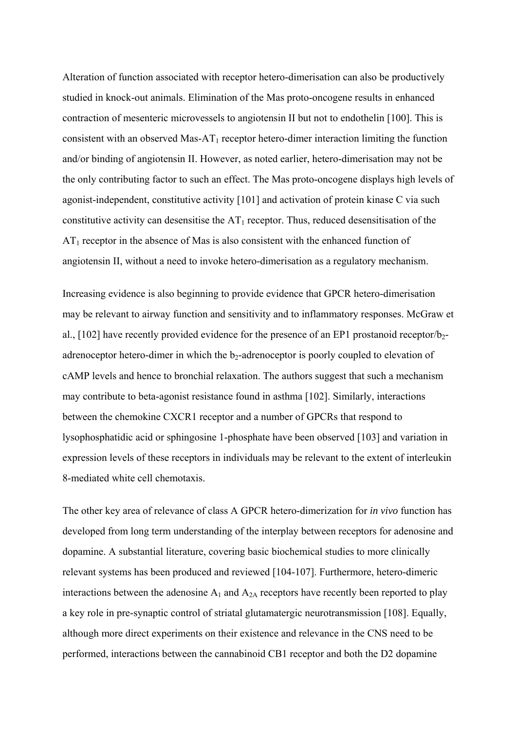Alteration of function associated with receptor hetero-dimerisation can also be productively studied in knock-out animals. Elimination of the Mas proto-oncogene results in enhanced contraction of mesenteric microvessels to angiotensin II but not to endothelin [100]. This is consistent with an observed Mas-$AT_1$ receptor hetero-dimer interaction limiting the function and/or binding of angiotensin II. However, as noted earlier, hetero-dimerisation may not be the only contributing factor to such an effect. The Mas proto-oncogene displays high levels of agonist-independent, constitutive activity [101] and activation of protein kinase C via such constitutive activity can desensitise the $AT_1$ receptor. Thus, reduced desensitisation of the $AT_1$ receptor in the absence of Mas is also consistent with the enhanced function of angiotensin II, without a need to invoke hetero-dimerisation as a regulatory mechanism.

Increasing evidence is also beginning to provide evidence that GPCR hetero-dimerisation may be relevant to airway function and sensitivity and to inflammatory responses. McGraw et al., [102] have recently provided evidence for the presence of an EP1 prostanoid receptor/$b_2$-adrenoceptor hetero-dimer in which the $b_2$-adrenoceptor is poorly coupled to elevation of cAMP levels and hence to bronchial relaxation. The authors suggest that such a mechanism may contribute to beta-agonist resistance found in asthma [102]. Similarly, interactions between the chemokine CXCR1 receptor and a number of GPCRs that respond to lysophosphatidic acid or sphingosine 1-phosphate have been observed [103] and variation in expression levels of these receptors in individuals may be relevant to the extent of interleukin 8-mediated white cell chemotaxis.

The other key area of relevance of class A GPCR hetero-dimerization for *in vivo* function has developed from long term understanding of the interplay between receptors for adenosine and dopamine. A substantial literature, covering basic biochemical studies to more clinically relevant systems has been produced and reviewed [104-107]. Furthermore, hetero-dimeric interactions between the adenosine $A_1$ and $A_{2A}$ receptors have recently been reported to play a key role in pre-synaptic control of striatal glutamatergic neurotransmission [108]. Equally, although more direct experiments on their existence and relevance in the CNS need to be performed, interactions between the cannabinoid CB1 receptor and both the D2 dopamine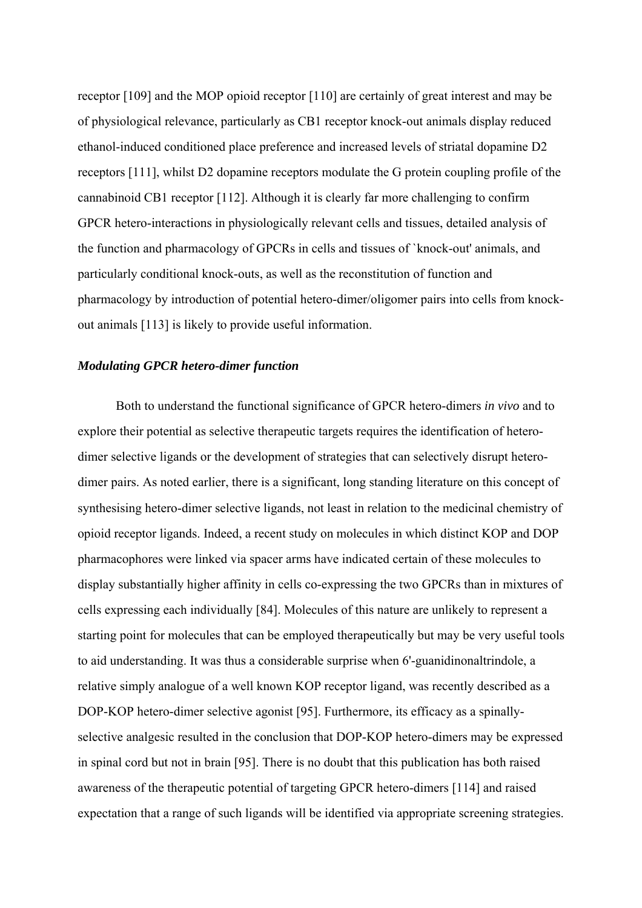receptor [109] and the MOP opioid receptor [110] are certainly of great interest and may be of physiological relevance, particularly as CB1 receptor knock-out animals display reduced ethanol-induced conditioned place preference and increased levels of striatal dopamine D2 receptors [111], whilst D2 dopamine receptors modulate the G protein coupling profile of the cannabinoid CB1 receptor [112]. Although it is clearly far more challenging to confirm GPCR hetero-interactions in physiologically relevant cells and tissues, detailed analysis of the function and pharmacology of GPCRs in cells and tissues of `knock-out' animals, and particularly conditional knock-outs, as well as the reconstitution of function and pharmacology by introduction of potential hetero-dimer/oligomer pairs into cells from knock-out animals [113] is likely to provide useful information.

### *Modulating GPCR hetero-dimer function*

Both to understand the functional significance of GPCR hetero-dimers *in vivo* and to explore their potential as selective therapeutic targets requires the identification of hetero-dimer selective ligands or the development of strategies that can selectively disrupt hetero-dimer pairs. As noted earlier, there is a significant, long standing literature on this concept of synthesising hetero-dimer selective ligands, not least in relation to the medicinal chemistry of opioid receptor ligands. Indeed, a recent study on molecules in which distinct KOP and DOP pharmacophores were linked via spacer arms have indicated certain of these molecules to display substantially higher affinity in cells co-expressing the two GPCRs than in mixtures of cells expressing each individually [84]. Molecules of this nature are unlikely to represent a starting point for molecules that can be employed therapeutically but may be very useful tools to aid understanding. It was thus a considerable surprise when 6'-guanidinonaltrindole, a relative simply analogue of a well known KOP receptor ligand, was recently described as a DOP-KOP hetero-dimer selective agonist [95]. Furthermore, its efficacy as a spinally-selective analgesic resulted in the conclusion that DOP-KOP hetero-dimers may be expressed in spinal cord but not in brain [95]. There is no doubt that this publication has both raised awareness of the therapeutic potential of targeting GPCR hetero-dimers [114] and raised expectation that a range of such ligands will be identified via appropriate screening strategies.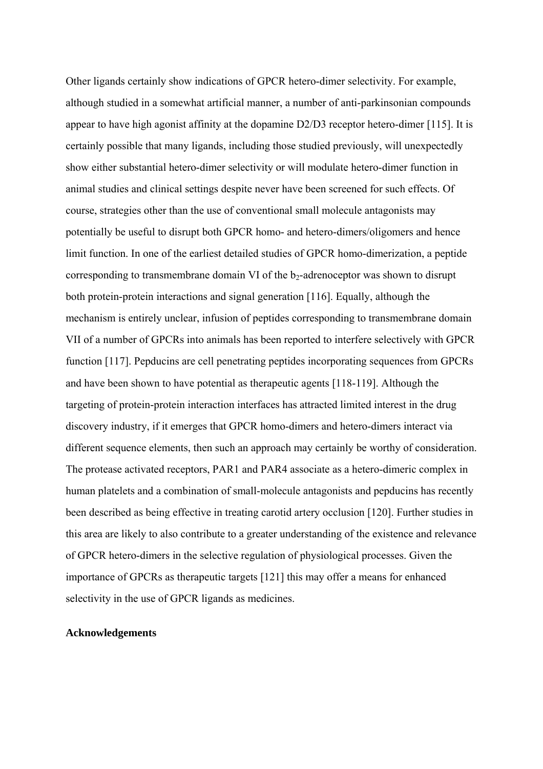Other ligands certainly show indications of GPCR hetero-dimer selectivity. For example, although studied in a somewhat artificial manner, a number of anti-parkinsonian compounds appear to have high agonist affinity at the dopamine D2/D3 receptor hetero-dimer [115]. It is certainly possible that many ligands, including those studied previously, will unexpectedly show either substantial hetero-dimer selectivity or will modulate hetero-dimer function in animal studies and clinical settings despite never have been screened for such effects. Of course, strategies other than the use of conventional small molecule antagonists may potentially be useful to disrupt both GPCR homo- and hetero-dimers/oligomers and hence limit function. In one of the earliest detailed studies of GPCR homo-dimerization, a peptide corresponding to transmembrane domain VI of the $b_2$-adrenoceptor was shown to disrupt both protein-protein interactions and signal generation [116]. Equally, although the mechanism is entirely unclear, infusion of peptides corresponding to transmembrane domain VII of a number of GPCRs into animals has been reported to interfere selectively with GPCR function [117]. Pepducins are cell penetrating peptides incorporating sequences from GPCRs and have been shown to have potential as therapeutic agents [118-119]. Although the targeting of protein-protein interaction interfaces has attracted limited interest in the drug discovery industry, if it emerges that GPCR homo-dimers and hetero-dimers interact via different sequence elements, then such an approach may certainly be worthy of consideration. The protease activated receptors, PAR1 and PAR4 associate as a hetero-dimeric complex in human platelets and a combination of small-molecule antagonists and pepducins has recently been described as being effective in treating carotid artery occlusion [120]. Further studies in this area are likely to also contribute to a greater understanding of the existence and relevance of GPCR hetero-dimers in the selective regulation of physiological processes. Given the importance of GPCRs as therapeutic targets [121] this may offer a means for enhanced selectivity in the use of GPCR ligands as medicines.

**Acknowledgements**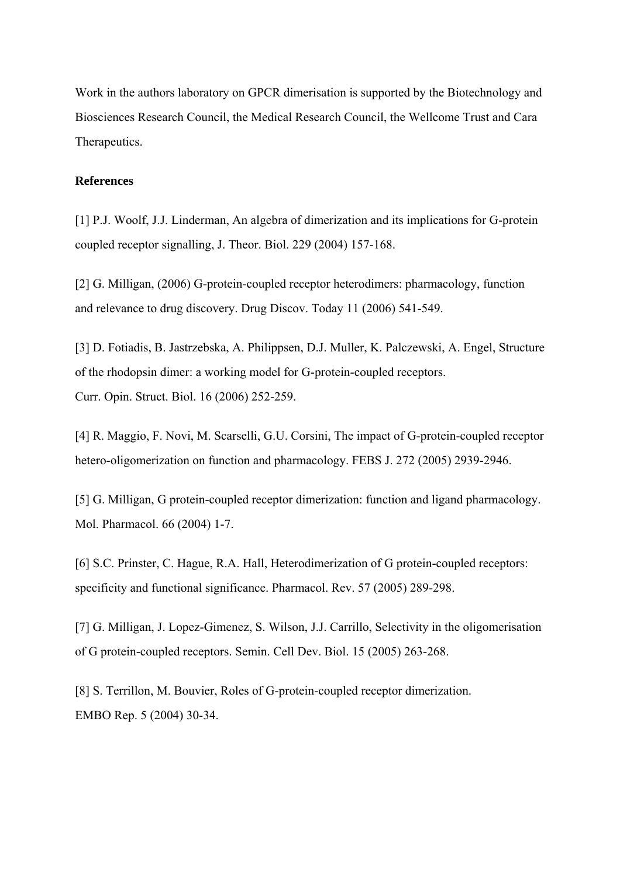Work in the authors laboratory on GPCR dimerisation is supported by the Biotechnology and Biosciences Research Council, the Medical Research Council, the Wellcome Trust and Cara Therapeutics.

**References**

[1] P.J. Woolf, J.J. Linderman, An algebra of dimerization and its implications for G-protein coupled receptor signalling, J. Theor. Biol. 229 (2004) 157-168.

[2] G. Milligan, (2006) G-protein-coupled receptor heterodimers: pharmacology, function and relevance to drug discovery. Drug Discov. Today 11 (2006) 541-549.

[3] D. Fotiadis, B. Jastrzebska, A. Philippsen, D.J. Muller, K. Palczewski, A. Engel, Structure of the rhodopsin dimer: a working model for G-protein-coupled receptors. Curr. Opin. Struct. Biol. 16 (2006) 252-259.

[4] R. Maggio, F. Novi, M. Scarselli, G.U. Corsini, The impact of G-protein-coupled receptor hetero-oligomerization on function and pharmacology. FEBS J. 272 (2005) 2939-2946.

[5] G. Milligan, G protein-coupled receptor dimerization: function and ligand pharmacology. Mol. Pharmacol. 66 (2004) 1-7.

[6] S.C. Prinster, C. Hague, R.A. Hall, Heterodimerization of G protein-coupled receptors: specificity and functional significance. Pharmacol. Rev. 57 (2005) 289-298.

[7] G. Milligan, J. Lopez-Gimenez, S. Wilson, J.J. Carrillo, Selectivity in the oligomerisation of G protein-coupled receptors. Semin. Cell Dev. Biol. 15 (2005) 263-268.

[8] S. Terrillon, M. Bouvier, Roles of G-protein-coupled receptor dimerization. EMBO Rep. 5 (2004) 30-34.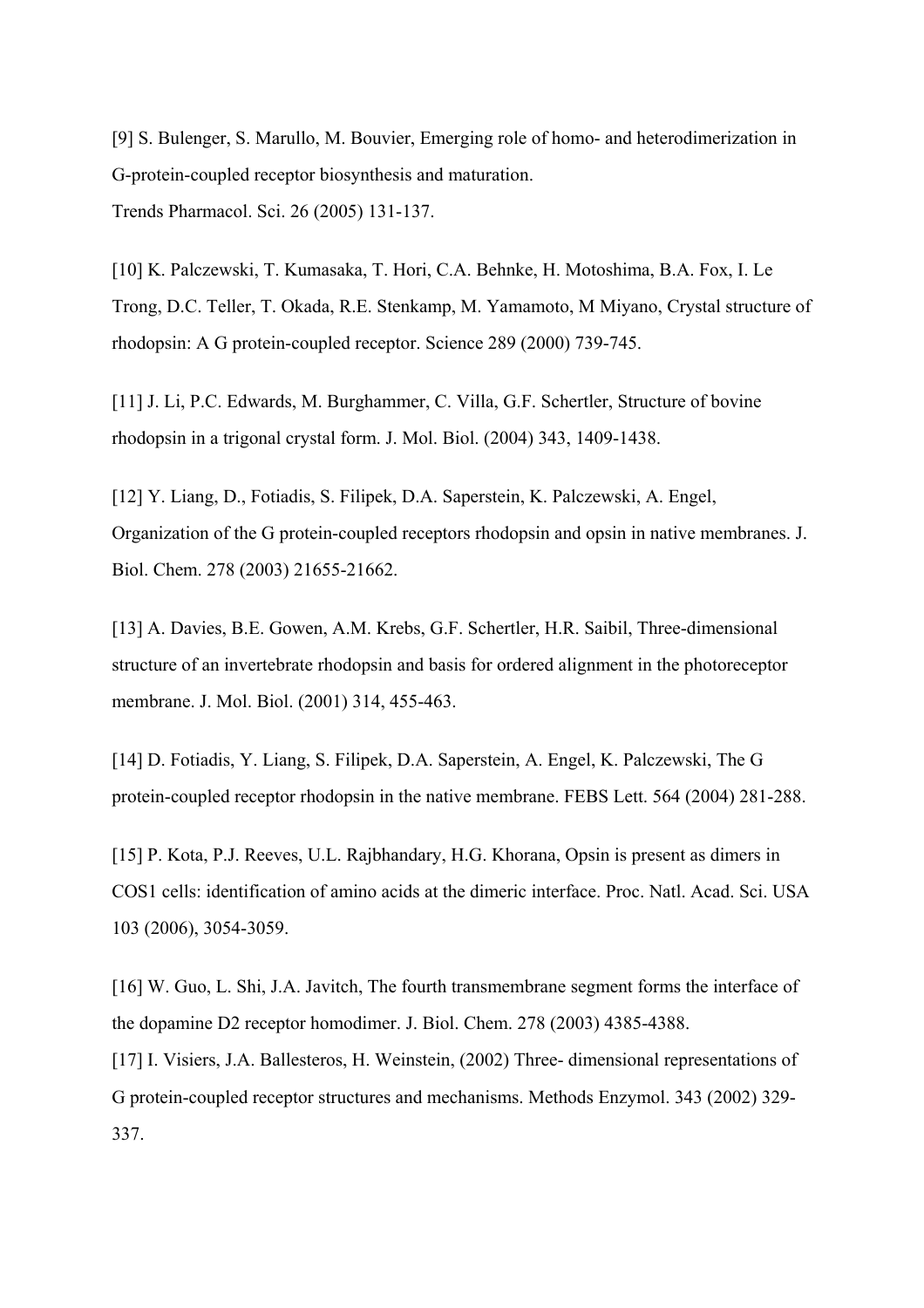[9] S. Bulenger, S. Marullo, M. Bouvier, Emerging role of homo- and heterodimerization in G-protein-coupled receptor biosynthesis and maturation.
Trends Pharmacol. Sci. 26 (2005) 131-137.

[10] K. Palczewski, T. Kumasaka, T. Hori, C.A. Behnke, H. Motoshima, B.A. Fox, I. Le Trong, D.C. Teller, T. Okada, R.E. Stenkamp, M. Yamamoto, M Miyano, Crystal structure of rhodopsin: A G protein-coupled receptor. Science 289 (2000) 739-745.

[11] J. Li, P.C. Edwards, M. Burghammer, C. Villa, G.F. Schertler, Structure of bovine rhodopsin in a trigonal crystal form. J. Mol. Biol. (2004) 343, 1409-1438.

[12] Y. Liang, D., Fotiadis, S. Filipek, D.A. Saperstein, K. Palczewski, A. Engel, Organization of the G protein-coupled receptors rhodopsin and opsin in native membranes. J. Biol. Chem. 278 (2003) 21655-21662.

[13] A. Davies, B.E. Gowen, A.M. Krebs, G.F. Schertler, H.R. Saibil, Three-dimensional structure of an invertebrate rhodopsin and basis for ordered alignment in the photoreceptor membrane. J. Mol. Biol. (2001) 314, 455-463.

[14] D. Fotiadis, Y. Liang, S. Filipek, D.A. Saperstein, A. Engel, K. Palczewski, The G protein-coupled receptor rhodopsin in the native membrane. FEBS Lett. 564 (2004) 281-288.

[15] P. Kota, P.J. Reeves, U.L. Rajbhandary, H.G. Khorana, Opsin is present as dimers in COS1 cells: identification of amino acids at the dimeric interface. Proc. Natl. Acad. Sci. USA 103 (2006), 3054-3059.

[16] W. Guo, L. Shi, J.A. Javitch, The fourth transmembrane segment forms the interface of the dopamine D2 receptor homodimer. J. Biol. Chem. 278 (2003) 4385-4388.

[17] I. Visiers, J.A. Ballesteros, H. Weinstein, (2002) Three- dimensional representations of G protein-coupled receptor structures and mechanisms. Methods Enzymol. 343 (2002) 329-337.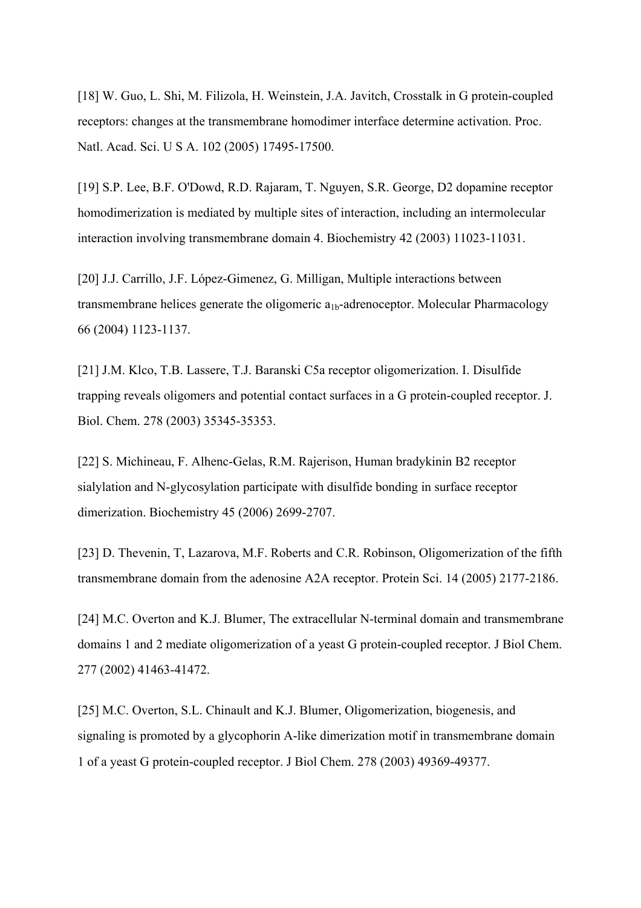[18] W. Guo, L. Shi, M. Filizola, H. Weinstein, J.A. Javitch, Crosstalk in G protein-coupled receptors: changes at the transmembrane homodimer interface determine activation. Proc. Natl. Acad. Sci. U S A. 102 (2005) 17495-17500.

[19] S.P. Lee, B.F. O'Dowd, R.D. Rajaram, T. Nguyen, S.R. George, D2 dopamine receptor homodimerization is mediated by multiple sites of interaction, including an intermolecular interaction involving transmembrane domain 4. Biochemistry 42 (2003) 11023-11031.

[20] J.J. Carrillo, J.F. López-Gimenez, G. Milligan, Multiple interactions between transmembrane helices generate the oligomeric $a_{1b}$-adrenoceptor. Molecular Pharmacology 66 (2004) 1123-1137.

[21] J.M. Klco, T.B. Lassere, T.J. Baranski C5a receptor oligomerization. I. Disulfide trapping reveals oligomers and potential contact surfaces in a G protein-coupled receptor. J. Biol. Chem. 278 (2003) 35345-35353.

[22] S. Michineau, F. Alhenc-Gelas, R.M. Rajerison, Human bradykinin B2 receptor sialylation and N-glycosylation participate with disulfide bonding in surface receptor dimerization. Biochemistry 45 (2006) 2699-2707.

[23] D. Thevenin, T, Lazarova, M.F. Roberts and C.R. Robinson, Oligomerization of the fifth transmembrane domain from the adenosine A2A receptor. Protein Sci. 14 (2005) 2177-2186.

[24] M.C. Overton and K.J. Blumer, The extracellular N-terminal domain and transmembrane domains 1 and 2 mediate oligomerization of a yeast G protein-coupled receptor. J Biol Chem. 277 (2002) 41463-41472.

[25] M.C. Overton, S.L. Chinault and K.J. Blumer, Oligomerization, biogenesis, and signaling is promoted by a glycophorin A-like dimerization motif in transmembrane domain 1 of a yeast G protein-coupled receptor. J Biol Chem. 278 (2003) 49369-49377.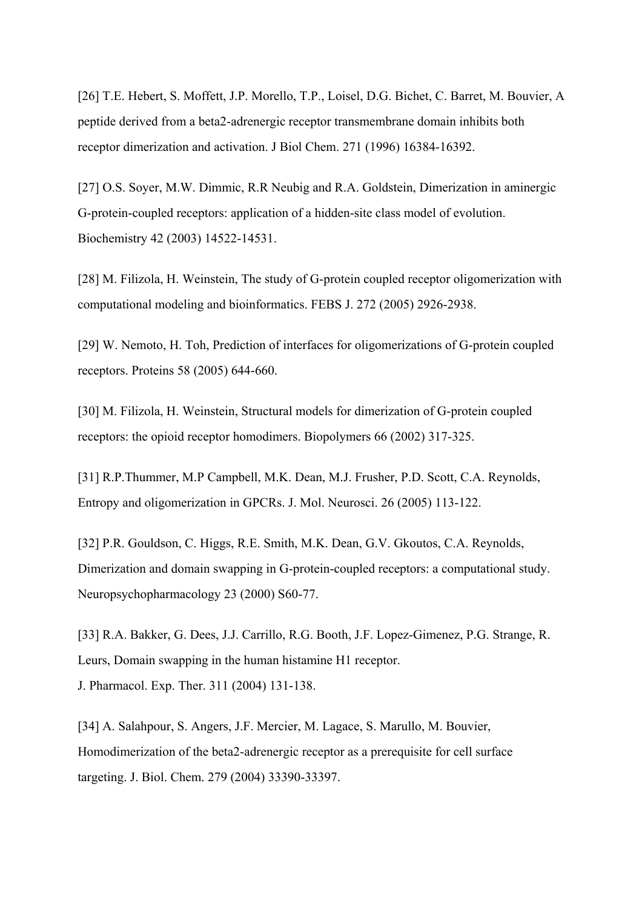[26] T.E. Hebert, S. Moffett, J.P. Morello, T.P., Loisel, D.G. Bichet, C. Barret, M. Bouvier, A peptide derived from a beta2-adrenergic receptor transmembrane domain inhibits both receptor dimerization and activation. J Biol Chem. 271 (1996) 16384-16392.

[27] O.S. Soyer, M.W. Dimmic, R.R Neubig and R.A. Goldstein, Dimerization in aminergic G-protein-coupled receptors: application of a hidden-site class model of evolution. Biochemistry 42 (2003) 14522-14531.

[28] M. Filizola, H. Weinstein, The study of G-protein coupled receptor oligomerization with computational modeling and bioinformatics. FEBS J. 272 (2005) 2926-2938.

[29] W. Nemoto, H. Toh, Prediction of interfaces for oligomerizations of G-protein coupled receptors. Proteins 58 (2005) 644-660.

[30] M. Filizola, H. Weinstein, Structural models for dimerization of G-protein coupled receptors: the opioid receptor homodimers. Biopolymers 66 (2002) 317-325.

[31] R.P.Thummer, M.P Campbell, M.K. Dean, M.J. Frusher, P.D. Scott, C.A. Reynolds, Entropy and oligomerization in GPCRs. J. Mol. Neurosci. 26 (2005) 113-122.

[32] P.R. Gouldson, C. Higgs, R.E. Smith, M.K. Dean, G.V. Gkoutos, C.A. Reynolds, Dimerization and domain swapping in G-protein-coupled receptors: a computational study. Neuropsychopharmacology 23 (2000) S60-77.

[33] R.A. Bakker, G. Dees, J.J. Carrillo, R.G. Booth, J.F. Lopez-Gimenez, P.G. Strange, R. Leurs, Domain swapping in the human histamine H1 receptor. J. Pharmacol. Exp. Ther. 311 (2004) 131-138.

[34] A. Salahpour, S. Angers, J.F. Mercier, M. Lagace, S. Marullo, M. Bouvier, Homodimerization of the beta2-adrenergic receptor as a prerequisite for cell surface targeting. J. Biol. Chem. 279 (2004) 33390-33397.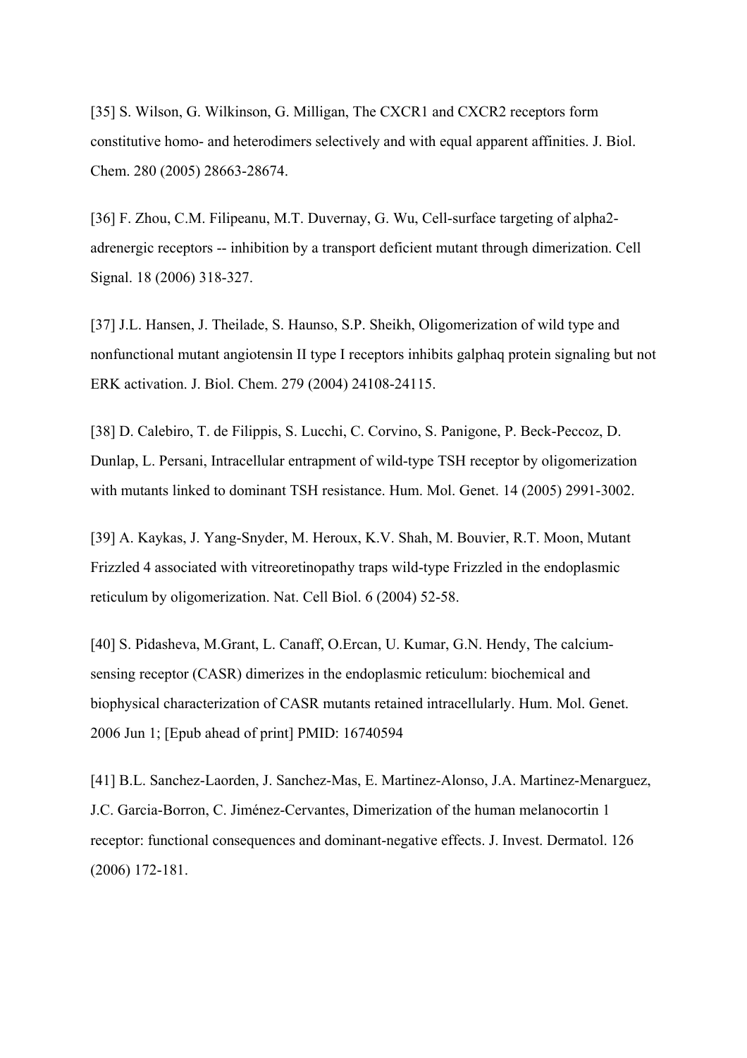[35] S. Wilson, G. Wilkinson, G. Milligan, The CXCR1 and CXCR2 receptors form constitutive homo- and heterodimers selectively and with equal apparent affinities. J. Biol. Chem. 280 (2005) 28663-28674.

[36] F. Zhou, C.M. Filipeanu, M.T. Duvernay, G. Wu, Cell-surface targeting of alpha2-adrenergic receptors -- inhibition by a transport deficient mutant through dimerization. Cell Signal. 18 (2006) 318-327.

[37] J.L. Hansen, J. Theilade, S. Haunso, S.P. Sheikh, Oligomerization of wild type and nonfunctional mutant angiotensin II type I receptors inhibits galphaq protein signaling but not ERK activation. J. Biol. Chem. 279 (2004) 24108-24115.

[38] D. Calebiro, T. de Filippis, S. Lucchi, C. Corvino, S. Panigone, P. Beck-Peccoz, D. Dunlap, L. Persani, Intracellular entrapment of wild-type TSH receptor by oligomerization with mutants linked to dominant TSH resistance. Hum. Mol. Genet. 14 (2005) 2991-3002.

[39] A. Kaykas, J. Yang-Snyder, M. Heroux, K.V. Shah, M. Bouvier, R.T. Moon, Mutant Frizzled 4 associated with vitreoretinopathy traps wild-type Frizzled in the endoplasmic reticulum by oligomerization. Nat. Cell Biol. 6 (2004) 52-58.

[40] S. Pidasheva, M.Grant, L. Canaff, O.Ercan, U. Kumar, G.N. Hendy, The calcium-sensing receptor (CASR) dimerizes in the endoplasmic reticulum: biochemical and biophysical characterization of CASR mutants retained intracellularly. Hum. Mol. Genet. 2006 Jun 1; [Epub ahead of print] PMID: 16740594

[41] B.L. Sanchez-Laorden, J. Sanchez-Mas, E. Martinez-Alonso, J.A. Martinez-Menarguez, J.C. Garcia-Borron, C. Jiménez-Cervantes, Dimerization of the human melanocortin 1 receptor: functional consequences and dominant-negative effects. J. Invest. Dermatol. 126 (2006) 172-181.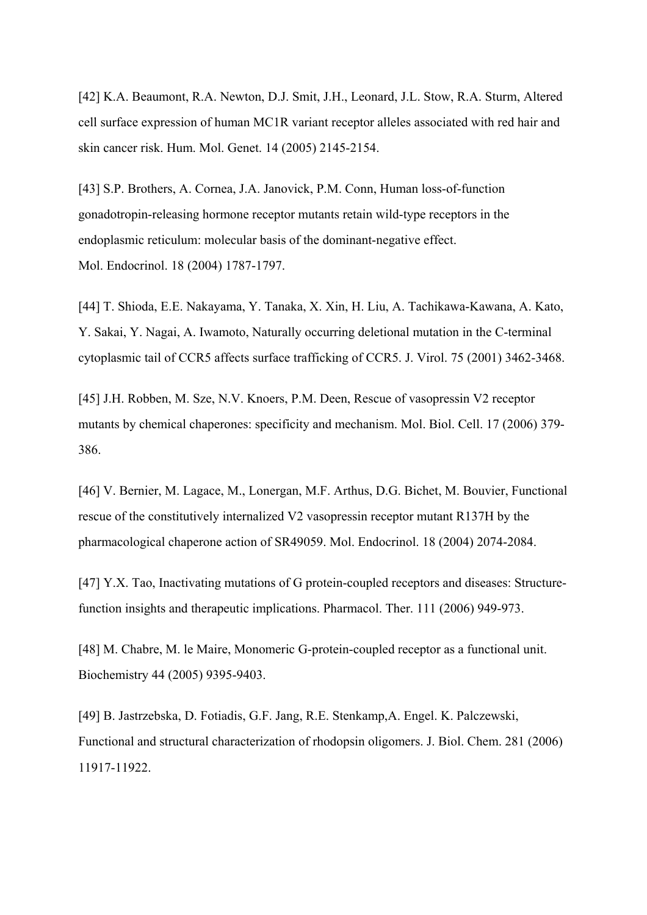[42] K.A. Beaumont, R.A. Newton, D.J. Smit, J.H., Leonard, J.L. Stow, R.A. Sturm, Altered cell surface expression of human MC1R variant receptor alleles associated with red hair and skin cancer risk. Hum. Mol. Genet. 14 (2005) 2145-2154.

[43] S.P. Brothers, A. Cornea, J.A. Janovick, P.M. Conn, Human loss-of-function gonadotropin-releasing hormone receptor mutants retain wild-type receptors in the endoplasmic reticulum: molecular basis of the dominant-negative effect. Mol. Endocrinol. 18 (2004) 1787-1797.

[44] T. Shioda, E.E. Nakayama, Y. Tanaka, X. Xin, H. Liu, A. Tachikawa-Kawana, A. Kato, Y. Sakai, Y. Nagai, A. Iwamoto, Naturally occurring deletional mutation in the C-terminal cytoplasmic tail of CCR5 affects surface trafficking of CCR5. J. Virol. 75 (2001) 3462-3468.

[45] J.H. Robben, M. Sze, N.V. Knoers, P.M. Deen, Rescue of vasopressin V2 receptor mutants by chemical chaperones: specificity and mechanism. Mol. Biol. Cell. 17 (2006) 379-386.

[46] V. Bernier, M. Lagace, M., Lonergan, M.F. Arthus, D.G. Bichet, M. Bouvier, Functional rescue of the constitutively internalized V2 vasopressin receptor mutant R137H by the pharmacological chaperone action of SR49059. Mol. Endocrinol. 18 (2004) 2074-2084.

[47] Y.X. Tao, Inactivating mutations of G protein-coupled receptors and diseases: Structure-function insights and therapeutic implications. Pharmacol. Ther. 111 (2006) 949-973.

[48] M. Chabre, M. le Maire, Monomeric G-protein-coupled receptor as a functional unit. Biochemistry 44 (2005) 9395-9403.

[49] B. Jastrzebska, D. Fotiadis, G.F. Jang, R.E. Stenkamp,A. Engel. K. Palczewski, Functional and structural characterization of rhodopsin oligomers. J. Biol. Chem. 281 (2006) 11917-11922.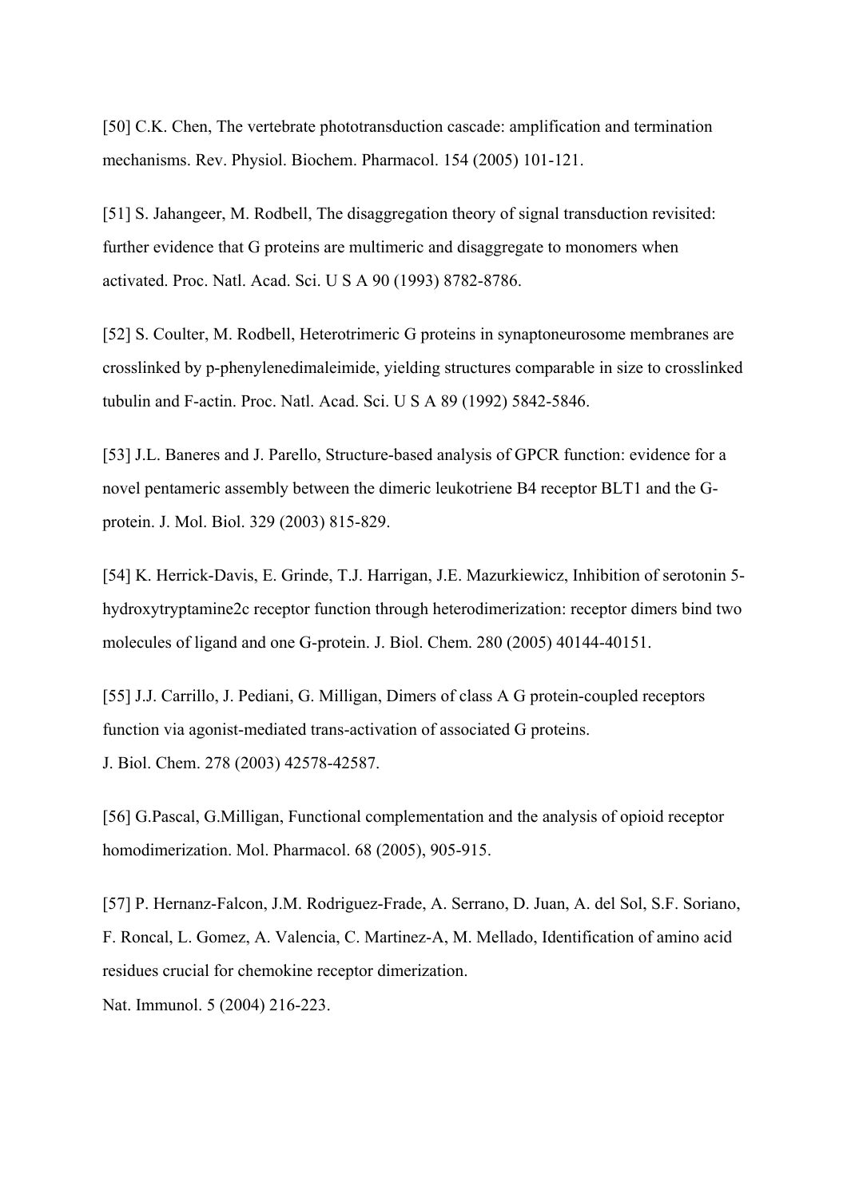[50] C.K. Chen, The vertebrate phototransduction cascade: amplification and termination mechanisms. Rev. Physiol. Biochem. Pharmacol. 154 (2005) 101-121.

[51] S. Jahangeer, M. Rodbell, The disaggregation theory of signal transduction revisited: further evidence that G proteins are multimeric and disaggregate to monomers when activated. Proc. Natl. Acad. Sci. U S A 90 (1993) 8782-8786.

[52] S. Coulter, M. Rodbell, Heterotrimeric G proteins in synaptoneurosome membranes are crosslinked by p-phenylenedimaleimide, yielding structures comparable in size to crosslinked tubulin and F-actin. Proc. Natl. Acad. Sci. U S A 89 (1992) 5842-5846.

[53] J.L. Baneres and J. Parello, Structure-based analysis of GPCR function: evidence for a novel pentameric assembly between the dimeric leukotriene B4 receptor BLT1 and the G-protein. J. Mol. Biol. 329 (2003) 815-829.

[54] K. Herrick-Davis, E. Grinde, T.J. Harrigan, J.E. Mazurkiewicz, Inhibition of serotonin 5-hydroxytryptamine2c receptor function through heterodimerization: receptor dimers bind two molecules of ligand and one G-protein. J. Biol. Chem. 280 (2005) 40144-40151.

[55] J.J. Carrillo, J. Pediani, G. Milligan, Dimers of class A G protein-coupled receptors function via agonist-mediated trans-activation of associated G proteins.
J. Biol. Chem. 278 (2003) 42578-42587.

[56] G.Pascal, G.Milligan, Functional complementation and the analysis of opioid receptor homodimerization. Mol. Pharmacol. 68 (2005), 905-915.

[57] P. Hernanz-Falcon, J.M. Rodriguez-Frade, A. Serrano, D. Juan, A. del Sol, S.F. Soriano, F. Roncal, L. Gomez, A. Valencia, C. Martinez-A, M. Mellado, Identification of amino acid residues crucial for chemokine receptor dimerization.
Nat. Immunol. 5 (2004) 216-223.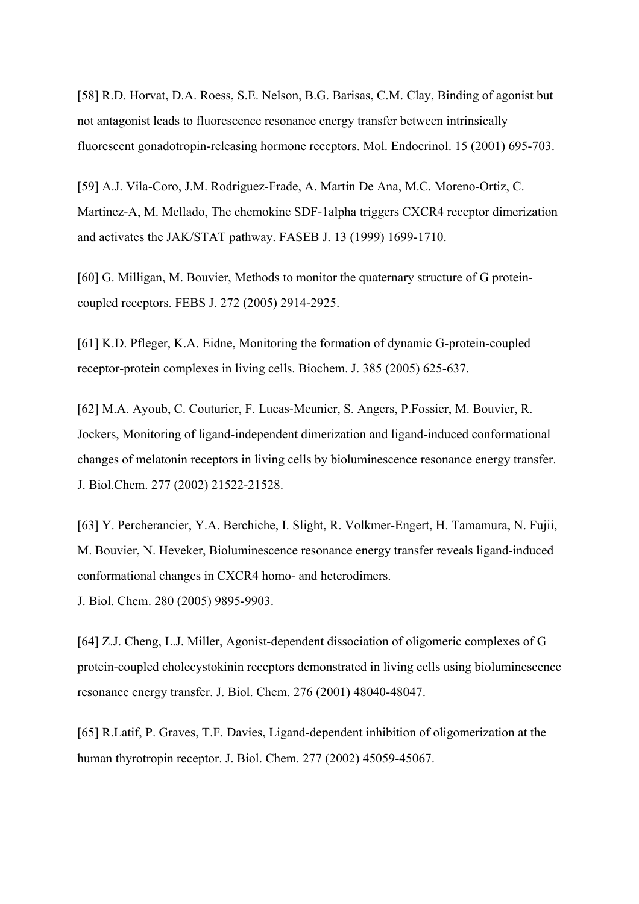[58] R.D. Horvat, D.A. Roess, S.E. Nelson, B.G. Barisas, C.M. Clay, Binding of agonist but not antagonist leads to fluorescence resonance energy transfer between intrinsically fluorescent gonadotropin-releasing hormone receptors. Mol. Endocrinol. 15 (2001) 695-703.

[59] A.J. Vila-Coro, J.M. Rodriguez-Frade, A. Martin De Ana, M.C. Moreno-Ortiz, C. Martinez-A, M. Mellado, The chemokine SDF-1alpha triggers CXCR4 receptor dimerization and activates the JAK/STAT pathway. FASEB J. 13 (1999) 1699-1710.

[60] G. Milligan, M. Bouvier, Methods to monitor the quaternary structure of G protein-coupled receptors. FEBS J. 272 (2005) 2914-2925.

[61] K.D. Pfleger, K.A. Eidne, Monitoring the formation of dynamic G-protein-coupled receptor-protein complexes in living cells. Biochem. J. 385 (2005) 625-637.

[62] M.A. Ayoub, C. Couturier, F. Lucas-Meunier, S. Angers, P.Fossier, M. Bouvier, R. Jockers, Monitoring of ligand-independent dimerization and ligand-induced conformational changes of melatonin receptors in living cells by bioluminescence resonance energy transfer. J. Biol.Chem. 277 (2002) 21522-21528.

[63] Y. Percherancier, Y.A. Berchiche, I. Slight, R. Volkmer-Engert, H. Tamamura, N. Fujii, M. Bouvier, N. Heveker, Bioluminescence resonance energy transfer reveals ligand-induced conformational changes in CXCR4 homo- and heterodimers. J. Biol. Chem. 280 (2005) 9895-9903.

[64] Z.J. Cheng, L.J. Miller, Agonist-dependent dissociation of oligomeric complexes of G protein-coupled cholecystokinin receptors demonstrated in living cells using bioluminescence resonance energy transfer. J. Biol. Chem. 276 (2001) 48040-48047.

[65] R.Latif, P. Graves, T.F. Davies, Ligand-dependent inhibition of oligomerization at the human thyrotropin receptor. J. Biol. Chem. 277 (2002) 45059-45067.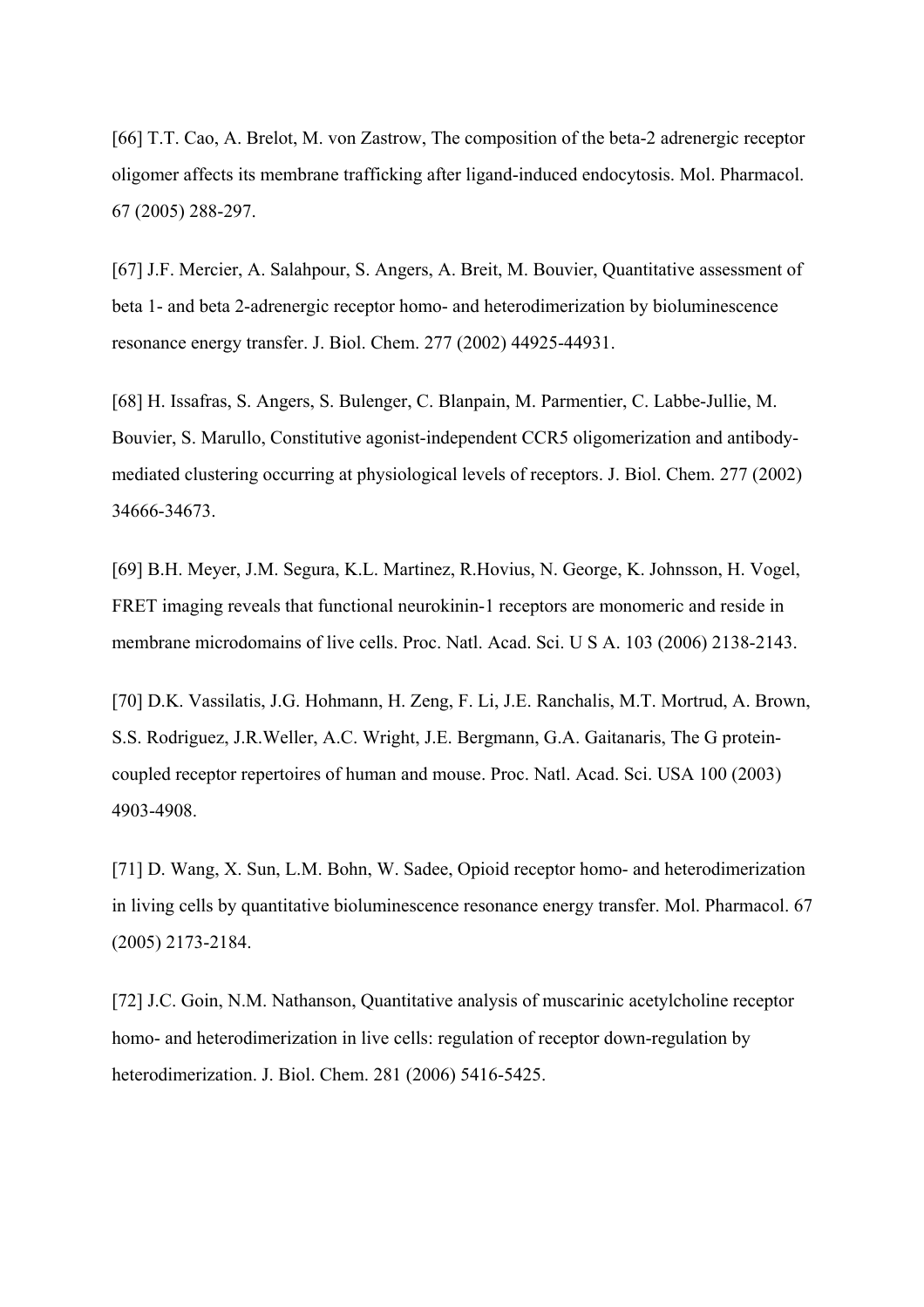[66] T.T. Cao, A. Brelot, M. von Zastrow, The composition of the beta-2 adrenergic receptor oligomer affects its membrane trafficking after ligand-induced endocytosis. Mol. Pharmacol. 67 (2005) 288-297.

[67] J.F. Mercier, A. Salahpour, S. Angers, A. Breit, M. Bouvier, Quantitative assessment of beta 1- and beta 2-adrenergic receptor homo- and heterodimerization by bioluminescence resonance energy transfer. J. Biol. Chem. 277 (2002) 44925-44931.

[68] H. Issafras, S. Angers, S. Bulenger, C. Blanpain, M. Parmentier, C. Labbe-Jullie, M. Bouvier, S. Marullo, Constitutive agonist-independent CCR5 oligomerization and antibody-mediated clustering occurring at physiological levels of receptors. J. Biol. Chem. 277 (2002) 34666-34673.

[69] B.H. Meyer, J.M. Segura, K.L. Martinez, R.Hovius, N. George, K. Johnsson, H. Vogel, FRET imaging reveals that functional neurokinin-1 receptors are monomeric and reside in membrane microdomains of live cells. Proc. Natl. Acad. Sci. U S A. 103 (2006) 2138-2143.

[70] D.K. Vassilatis, J.G. Hohmann, H. Zeng, F. Li, J.E. Ranchalis, M.T. Mortrud, A. Brown, S.S. Rodriguez, J.R.Weller, A.C. Wright, J.E. Bergmann, G.A. Gaitanaris, The G protein-coupled receptor repertoires of human and mouse. Proc. Natl. Acad. Sci. USA 100 (2003) 4903-4908.

[71] D. Wang, X. Sun, L.M. Bohn, W. Sadee, Opioid receptor homo- and heterodimerization in living cells by quantitative bioluminescence resonance energy transfer. Mol. Pharmacol. 67 (2005) 2173-2184.

[72] J.C. Goin, N.M. Nathanson, Quantitative analysis of muscarinic acetylcholine receptor homo- and heterodimerization in live cells: regulation of receptor down-regulation by heterodimerization. J. Biol. Chem. 281 (2006) 5416-5425.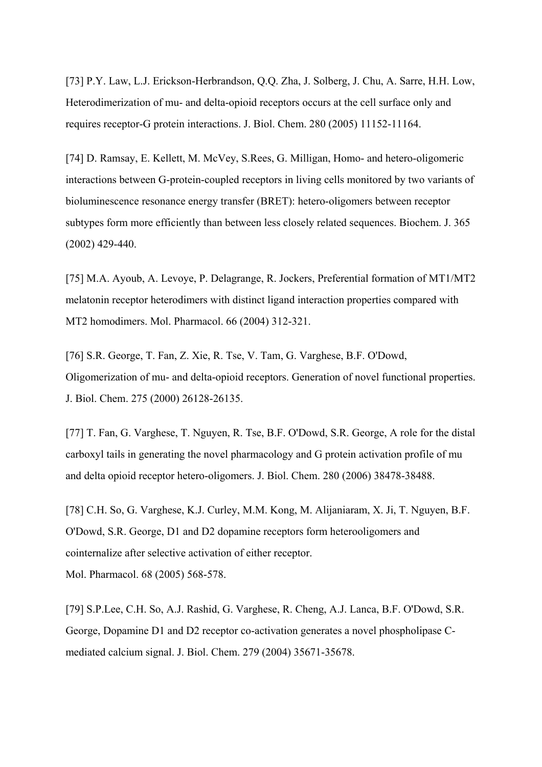[73] P.Y. Law, L.J. Erickson-Herbrandson, Q.Q. Zha, J. Solberg, J. Chu, A. Sarre, H.H. Low, Heterodimerization of mu- and delta-opioid receptors occurs at the cell surface only and requires receptor-G protein interactions. J. Biol. Chem. 280 (2005) 11152-11164.

[74] D. Ramsay, E. Kellett, M. McVey, S.Rees, G. Milligan, Homo- and hetero-oligomeric interactions between G-protein-coupled receptors in living cells monitored by two variants of bioluminescence resonance energy transfer (BRET): hetero-oligomers between receptor subtypes form more efficiently than between less closely related sequences. Biochem. J. 365 (2002) 429-440.

[75] M.A. Ayoub, A. Levoye, P. Delagrange, R. Jockers, Preferential formation of MT1/MT2 melatonin receptor heterodimers with distinct ligand interaction properties compared with MT2 homodimers. Mol. Pharmacol. 66 (2004) 312-321.

[76] S.R. George, T. Fan, Z. Xie, R. Tse, V. Tam, G. Varghese, B.F. O'Dowd, Oligomerization of mu- and delta-opioid receptors. Generation of novel functional properties. J. Biol. Chem. 275 (2000) 26128-26135.

[77] T. Fan, G. Varghese, T. Nguyen, R. Tse, B.F. O'Dowd, S.R. George, A role for the distal carboxyl tails in generating the novel pharmacology and G protein activation profile of mu and delta opioid receptor hetero-oligomers. J. Biol. Chem. 280 (2006) 38478-38488.

[78] C.H. So, G. Varghese, K.J. Curley, M.M. Kong, M. Alijaniaram, X. Ji, T. Nguyen, B.F. O'Dowd, S.R. George, D1 and D2 dopamine receptors form heterooligomers and cointernalize after selective activation of either receptor.
Mol. Pharmacol. 68 (2005) 568-578.

[79] S.P.Lee, C.H. So, A.J. Rashid, G. Varghese, R. Cheng, A.J. Lanca, B.F. O'Dowd, S.R. George, Dopamine D1 and D2 receptor co-activation generates a novel phospholipase C-mediated calcium signal. J. Biol. Chem. 279 (2004) 35671-35678.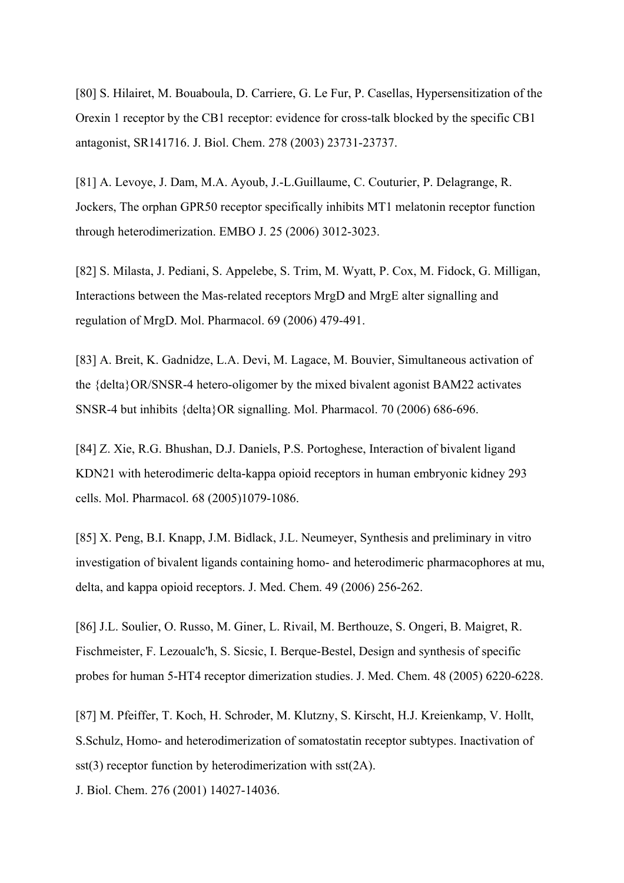[80] S. Hilairet, M. Bouaboula, D. Carriere, G. Le Fur, P. Casellas, Hypersensitization of the Orexin 1 receptor by the CB1 receptor: evidence for cross-talk blocked by the specific CB1 antagonist, SR141716. J. Biol. Chem. 278 (2003) 23731-23737.

[81] A. Levoye, J. Dam, M.A. Ayoub, J.-L.Guillaume, C. Couturier, P. Delagrange, R. Jockers, The orphan GPR50 receptor specifically inhibits MT1 melatonin receptor function through heterodimerization. EMBO J. 25 (2006) 3012-3023.

[82] S. Milasta, J. Pediani, S. Appelebe, S. Trim, M. Wyatt, P. Cox, M. Fidock, G. Milligan, Interactions between the Mas-related receptors MrgD and MrgE alter signalling and regulation of MrgD. Mol. Pharmacol. 69 (2006) 479-491.

[83] A. Breit, K. Gadnidze, L.A. Devi, M. Lagace, M. Bouvier, Simultaneous activation of the {delta}OR/SNSR-4 hetero-oligomer by the mixed bivalent agonist BAM22 activates SNSR-4 but inhibits {delta}OR signalling. Mol. Pharmacol. 70 (2006) 686-696.

[84] Z. Xie, R.G. Bhushan, D.J. Daniels, P.S. Portoghese, Interaction of bivalent ligand KDN21 with heterodimeric delta-kappa opioid receptors in human embryonic kidney 293 cells. Mol. Pharmacol. 68 (2005)1079-1086.

[85] X. Peng, B.I. Knapp, J.M. Bidlack, J.L. Neumeyer, Synthesis and preliminary in vitro investigation of bivalent ligands containing homo- and heterodimeric pharmacophores at mu, delta, and kappa opioid receptors. J. Med. Chem. 49 (2006) 256-262.

[86] J.L. Soulier, O. Russo, M. Giner, L. Rivail, M. Berthouze, S. Ongeri, B. Maigret, R. Fischmeister, F. Lezoualc'h, S. Sicsic, I. Berque-Bestel, Design and synthesis of specific probes for human 5-HT4 receptor dimerization studies. J. Med. Chem. 48 (2005) 6220-6228.

[87] M. Pfeiffer, T. Koch, H. Schroder, M. Klutzny, S. Kirscht, H.J. Kreienkamp, V. Hollt, S.Schulz, Homo- and heterodimerization of somatostatin receptor subtypes. Inactivation of sst(3) receptor function by heterodimerization with sst(2A).
J. Biol. Chem. 276 (2001) 14027-14036.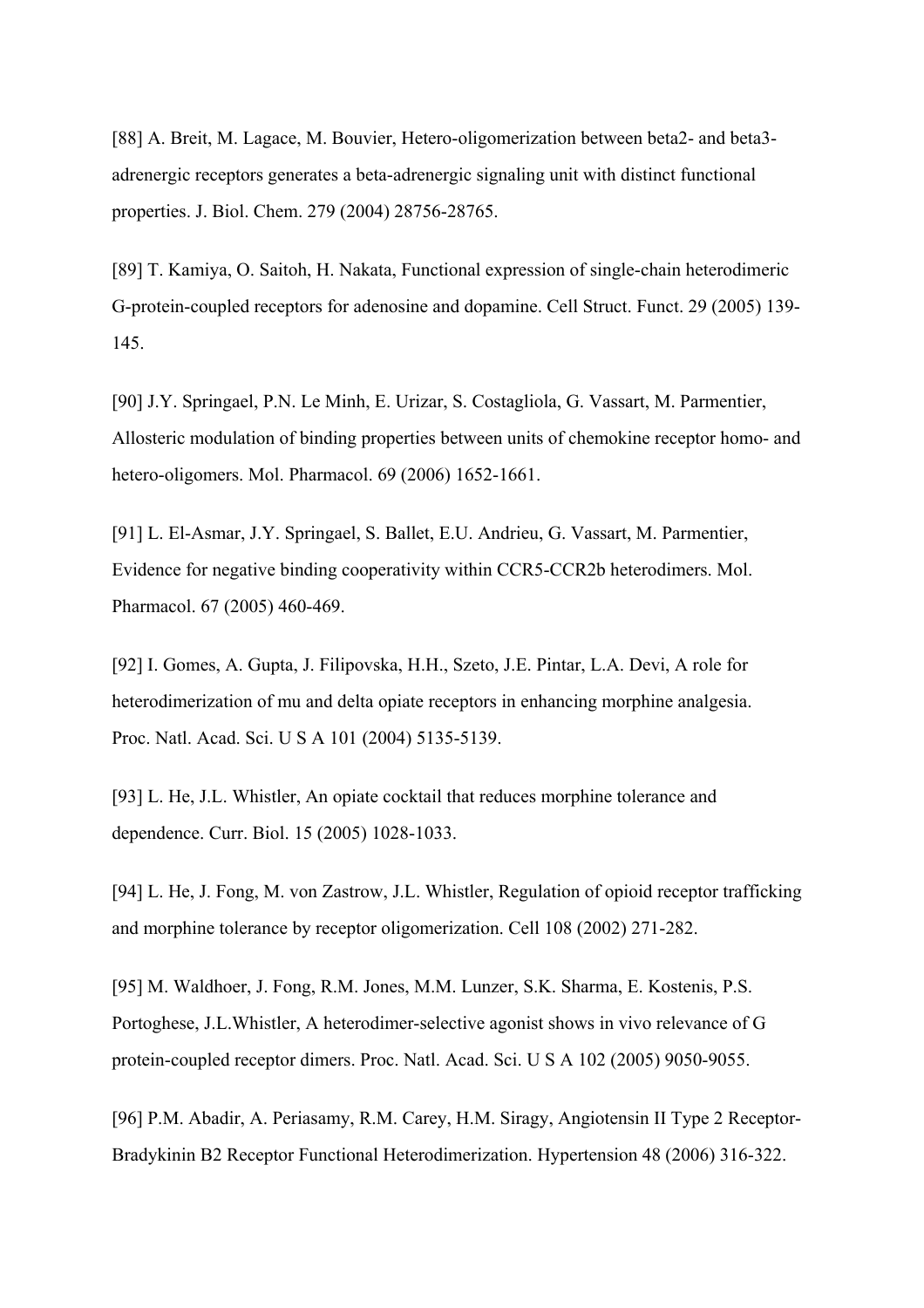[88] A. Breit, M. Lagace, M. Bouvier, Hetero-oligomerization between beta2- and beta3-adrenergic receptors generates a beta-adrenergic signaling unit with distinct functional properties. J. Biol. Chem. 279 (2004) 28756-28765.

[89] T. Kamiya, O. Saitoh, H. Nakata, Functional expression of single-chain heterodimeric G-protein-coupled receptors for adenosine and dopamine. Cell Struct. Funct. 29 (2005) 139-145.

[90] J.Y. Springael, P.N. Le Minh, E. Urizar, S. Costagliola, G. Vassart, M. Parmentier, Allosteric modulation of binding properties between units of chemokine receptor homo- and hetero-oligomers. Mol. Pharmacol. 69 (2006) 1652-1661.

[91] L. El-Asmar, J.Y. Springael, S. Ballet, E.U. Andrieu, G. Vassart, M. Parmentier, Evidence for negative binding cooperativity within CCR5-CCR2b heterodimers. Mol. Pharmacol. 67 (2005) 460-469.

[92] I. Gomes, A. Gupta, J. Filipovska, H.H., Szeto, J.E. Pintar, L.A. Devi, A role for heterodimerization of mu and delta opiate receptors in enhancing morphine analgesia. Proc. Natl. Acad. Sci. U S A 101 (2004) 5135-5139.

[93] L. He, J.L. Whistler, An opiate cocktail that reduces morphine tolerance and dependence. Curr. Biol. 15 (2005) 1028-1033.

[94] L. He, J. Fong, M. von Zastrow, J.L. Whistler, Regulation of opioid receptor trafficking and morphine tolerance by receptor oligomerization. Cell 108 (2002) 271-282.

[95] M. Waldhoer, J. Fong, R.M. Jones, M.M. Lunzer, S.K. Sharma, E. Kostenis, P.S. Portoghese, J.L.Whistler, A heterodimer-selective agonist shows in vivo relevance of G protein-coupled receptor dimers. Proc. Natl. Acad. Sci. U S A 102 (2005) 9050-9055.

[96] P.M. Abadir, A. Periasamy, R.M. Carey, H.M. Siragy, Angiotensin II Type 2 Receptor-Bradykinin B2 Receptor Functional Heterodimerization. Hypertension 48 (2006) 316-322.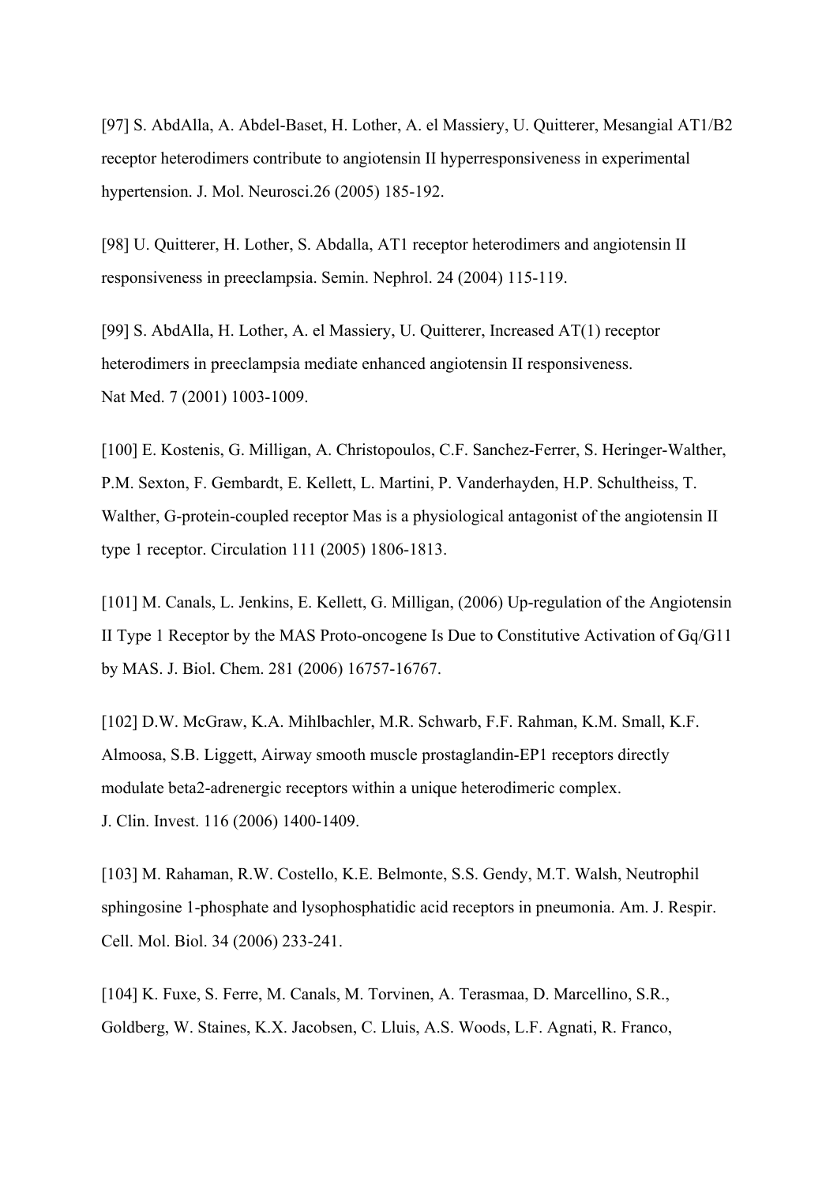[97] S. AbdAlla, A. Abdel-Baset, H. Lother, A. el Massiery, U. Quitterer, Mesangial AT1/B2 receptor heterodimers contribute to angiotensin II hyperresponsiveness in experimental hypertension. J. Mol. Neurosci.26 (2005) 185-192.

[98] U. Quitterer, H. Lother, S. Abdalla, AT1 receptor heterodimers and angiotensin II responsiveness in preeclampsia. Semin. Nephrol. 24 (2004) 115-119.

[99] S. AbdAlla, H. Lother, A. el Massiery, U. Quitterer, Increased AT(1) receptor heterodimers in preeclampsia mediate enhanced angiotensin II responsiveness. Nat Med. 7 (2001) 1003-1009.

[100] E. Kostenis, G. Milligan, A. Christopoulos, C.F. Sanchez-Ferrer, S. Heringer-Walther, P.M. Sexton, F. Gembardt, E. Kellett, L. Martini, P. Vanderhayden, H.P. Schultheiss, T. Walther, G-protein-coupled receptor Mas is a physiological antagonist of the angiotensin II type 1 receptor. Circulation 111 (2005) 1806-1813.

[101] M. Canals, L. Jenkins, E. Kellett, G. Milligan, (2006) Up-regulation of the Angiotensin II Type 1 Receptor by the MAS Proto-oncogene Is Due to Constitutive Activation of Gq/G11 by MAS. J. Biol. Chem. 281 (2006) 16757-16767.

[102] D.W. McGraw, K.A. Mihlbachler, M.R. Schwarb, F.F. Rahman, K.M. Small, K.F. Almoosa, S.B. Liggett, Airway smooth muscle prostaglandin-EP1 receptors directly modulate beta2-adrenergic receptors within a unique heterodimeric complex. J. Clin. Invest. 116 (2006) 1400-1409.

[103] M. Rahaman, R.W. Costello, K.E. Belmonte, S.S. Gendy, M.T. Walsh, Neutrophil sphingosine 1-phosphate and lysophosphatidic acid receptors in pneumonia. Am. J. Respir. Cell. Mol. Biol. 34 (2006) 233-241.

[104] K. Fuxe, S. Ferre, M. Canals, M. Torvinen, A. Terasmaa, D. Marcellino, S.R., Goldberg, W. Staines, K.X. Jacobsen, C. Lluis, A.S. Woods, L.F. Agnati, R. Franco,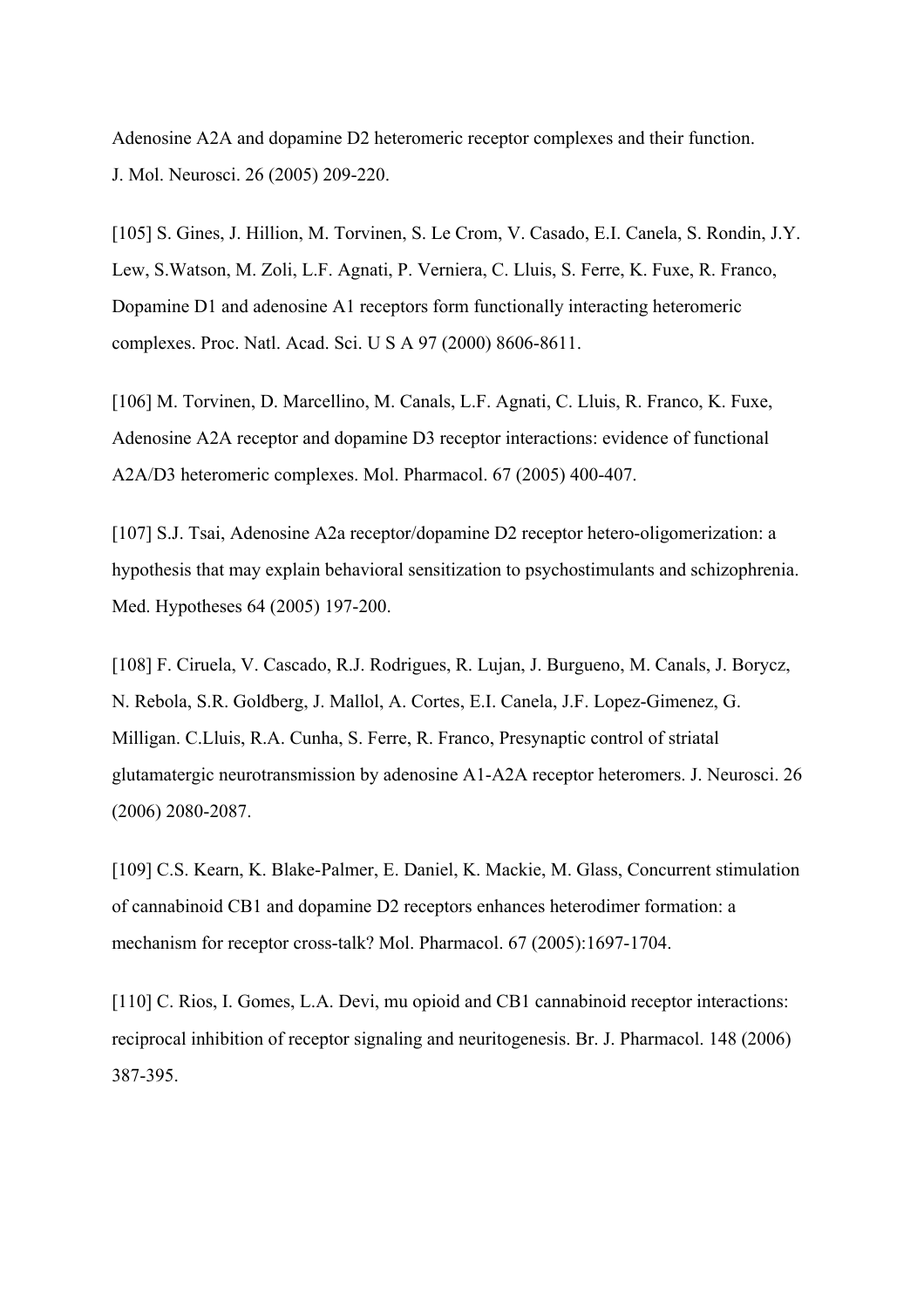Adenosine A2A and dopamine D2 heteromeric receptor complexes and their function. J. Mol. Neurosci. 26 (2005) 209-220.

[105] S. Gines, J. Hillion, M. Torvinen, S. Le Crom, V. Casado, E.I. Canela, S. Rondin, J.Y. Lew, S.Watson, M. Zoli, L.F. Agnati, P. Verniera, C. Lluis, S. Ferre, K. Fuxe, R. Franco, Dopamine D1 and adenosine A1 receptors form functionally interacting heteromeric complexes. Proc. Natl. Acad. Sci. U S A 97 (2000) 8606-8611.

[106] M. Torvinen, D. Marcellino, M. Canals, L.F. Agnati, C. Lluis, R. Franco, K. Fuxe, Adenosine A2A receptor and dopamine D3 receptor interactions: evidence of functional A2A/D3 heteromeric complexes. Mol. Pharmacol. 67 (2005) 400-407.

[107] S.J. Tsai, Adenosine A2a receptor/dopamine D2 receptor hetero-oligomerization: a hypothesis that may explain behavioral sensitization to psychostimulants and schizophrenia. Med. Hypotheses 64 (2005) 197-200.

[108] F. Ciruela, V. Cascado, R.J. Rodrigues, R. Lujan, J. Burgueno, M. Canals, J. Borycz, N. Rebola, S.R. Goldberg, J. Mallol, A. Cortes, E.I. Canela, J.F. Lopez-Gimenez, G. Milligan. C.Lluis, R.A. Cunha, S. Ferre, R. Franco, Presynaptic control of striatal glutamatergic neurotransmission by adenosine A1-A2A receptor heteromers. J. Neurosci. 26 (2006) 2080-2087.

[109] C.S. Kearn, K. Blake-Palmer, E. Daniel, K. Mackie, M. Glass, Concurrent stimulation of cannabinoid CB1 and dopamine D2 receptors enhances heterodimer formation: a mechanism for receptor cross-talk? Mol. Pharmacol. 67 (2005):1697-1704.

[110] C. Rios, I. Gomes, L.A. Devi, mu opioid and CB1 cannabinoid receptor interactions: reciprocal inhibition of receptor signaling and neuritogenesis. Br. J. Pharmacol. 148 (2006) 387-395.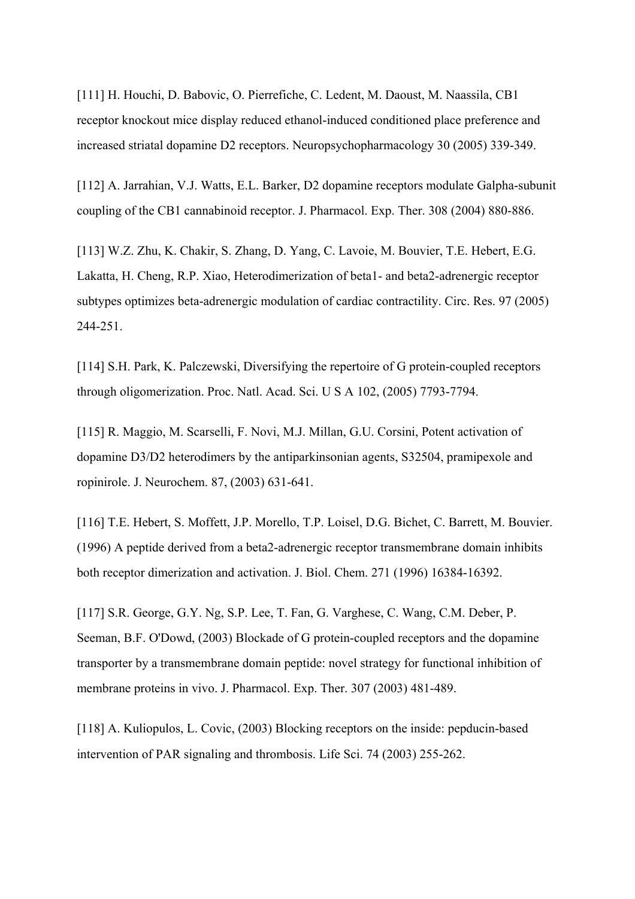[111] H. Houchi, D. Babovic, O. Pierrefiche, C. Ledent, M. Daoust, M. Naassila, CB1 receptor knockout mice display reduced ethanol-induced conditioned place preference and increased striatal dopamine D2 receptors. Neuropsychopharmacology 30 (2005) 339-349.

[112] A. Jarrahian, V.J. Watts, E.L. Barker, D2 dopamine receptors modulate Galpha-subunit coupling of the CB1 cannabinoid receptor. J. Pharmacol. Exp. Ther. 308 (2004) 880-886.

[113] W.Z. Zhu, K. Chakir, S. Zhang, D. Yang, C. Lavoie, M. Bouvier, T.E. Hebert, E.G. Lakatta, H. Cheng, R.P. Xiao, Heterodimerization of beta1- and beta2-adrenergic receptor subtypes optimizes beta-adrenergic modulation of cardiac contractility. Circ. Res. 97 (2005) 244-251.

[114] S.H. Park, K. Palczewski, Diversifying the repertoire of G protein-coupled receptors through oligomerization. Proc. Natl. Acad. Sci. U S A 102, (2005) 7793-7794.

[115] R. Maggio, M. Scarselli, F. Novi, M.J. Millan, G.U. Corsini, Potent activation of dopamine D3/D2 heterodimers by the antiparkinsonian agents, S32504, pramipexole and ropinirole. J. Neurochem. 87, (2003) 631-641.

[116] T.E. Hebert, S. Moffett, J.P. Morello, T.P. Loisel, D.G. Bichet, C. Barrett, M. Bouvier. (1996) A peptide derived from a beta2-adrenergic receptor transmembrane domain inhibits both receptor dimerization and activation. J. Biol. Chem. 271 (1996) 16384-16392.

[117] S.R. George, G.Y. Ng, S.P. Lee, T. Fan, G. Varghese, C. Wang, C.M. Deber, P. Seeman, B.F. O'Dowd, (2003) Blockade of G protein-coupled receptors and the dopamine transporter by a transmembrane domain peptide: novel strategy for functional inhibition of membrane proteins in vivo. J. Pharmacol. Exp. Ther. 307 (2003) 481-489.

[118] A. Kuliopulos, L. Covic, (2003) Blocking receptors on the inside: pepducin-based intervention of PAR signaling and thrombosis. Life Sci. 74 (2003) 255-262.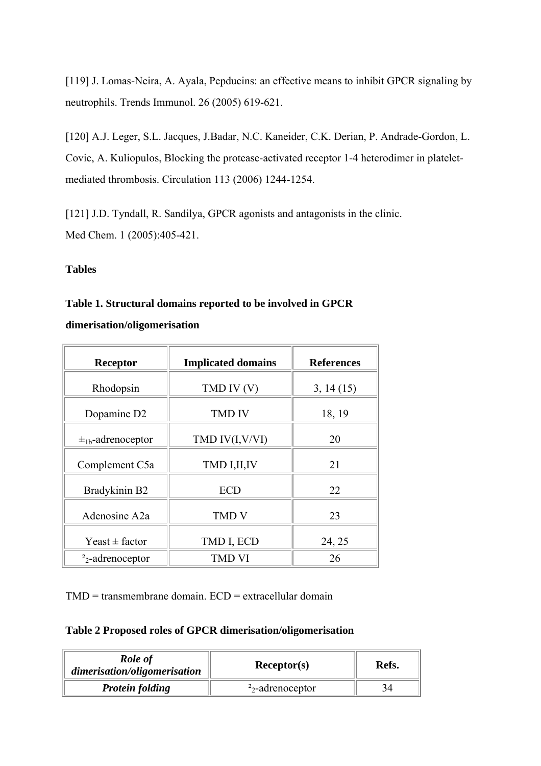[119] J. Lomas-Neira, A. Ayala, Pepducins: an effective means to inhibit GPCR signaling by neutrophils. Trends Immunol. 26 (2005) 619-621.

[120] A.J. Leger, S.L. Jacques, J.Badar, N.C. Kaneider, C.K. Derian, P. Andrade-Gordon, L. Covic, A. Kuliopulos, Blocking the protease-activated receptor 1-4 heterodimer in platelet-mediated thrombosis. Circulation 113 (2006) 1244-1254.

[121] J.D. Tyndall, R. Sandilya, GPCR agonists and antagonists in the clinic. Med Chem. 1 (2005):405-421.

**Tables**

**Table 1. Structural domains reported to be involved in GPCR dimerisation/oligomerisation**

| Receptor | Implicated domains | References |
|---|---|---|
| Rhodopsin | TMD IV (V) | 3, 14 (15) |
| Dopamine D2 | TMD IV | 18, 19 |
| ±$_{1b}$-adrenoceptor | TMD IV(I,V/VI) | 20 |
| Complement C5a | TMD I,II,IV | 21 |
| Bradykinin B2 | ECD | 22 |
| Adenosine A2a | TMD V | 23 |
| Yeast ± factor | TMD I, ECD | 24, 25 |
| ²$_2$-adrenoceptor | TMD VI | 26 |

TMD = transmembrane domain. ECD = extracellular domain

**Table 2 Proposed roles of GPCR dimerisation/oligomerisation**

| *Role of dimerisation/oligomerisation* | Receptor(s) | Refs. |
|---|---|---|
| ***Protein folding*** | ²$_2$-adrenoceptor | 34 |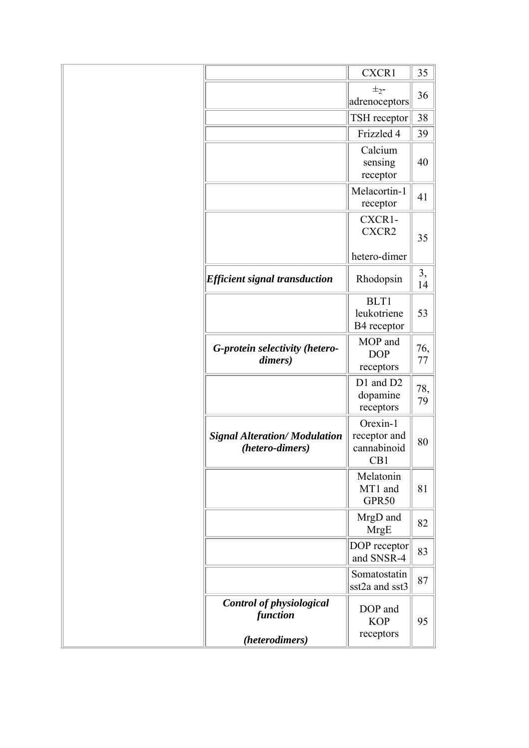| | | | |
|---|---|---|---|
| | | CXCR1 | 35 |
| | | ±2-adrenoceptors | 36 |
| | | TSH receptor | 38 |
| | | Frizzled 4 | 39 |
| | | Calcium sensing receptor | 40 |
| | | Melacortin-1 receptor | 41 |
| | | CXCR1-CXCR2 hetero-dimer | 35 |
| | ***Efficient signal transduction*** | Rhodopsin | 3, 14 |
| | | BLT1 leukotriene B4 receptor | 53 |
| | ***G-protein selectivity (hetero-dimers)*** | MOP and DOP receptors | 76, 77 |
| | | D1 and D2 dopamine receptors | 78, 79 |
| | ***Signal Alteration/ Modulation (hetero-dimers)*** | Orexin-1 receptor and cannabinoid CB1 | 80 |
| | | Melatonin MT1 and GPR50 | 81 |
| | | MrgD and MrgE | 82 |
| | | DOP receptor and SNSR-4 | 83 |
| | | Somatostatin sst2a and sst3 | 87 |
| | ***Control of physiological function (heterodimers)*** | DOP and KOP receptors | 95 |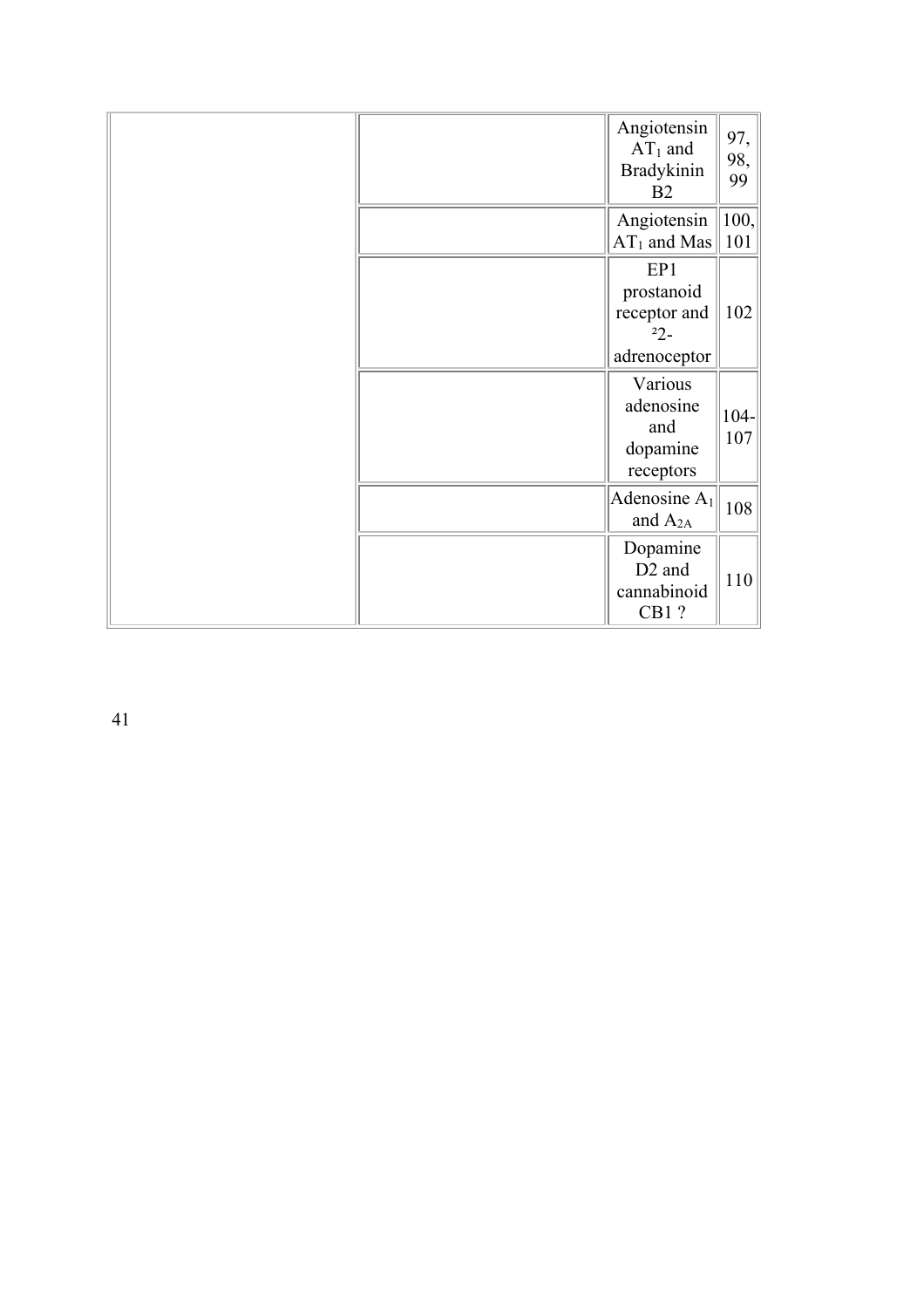| | | | |
|---|---|---|---|
| | | Angiotensin $AT_1$ and Bradykinin B2 | 97, 98, 99 |
| | | Angiotensin $AT_1$ and Mas | 100, 101 |
| | | EP1 prostanoid receptor and ²2-adrenoceptor | 102 |
| | | Various adenosine and dopamine receptors | 104-107 |
| | | Adenosine $A_1$ and $A_{2A}$ | 108 |
| | | Dopamine D2 and cannabinoid CB1 ? | 110 |